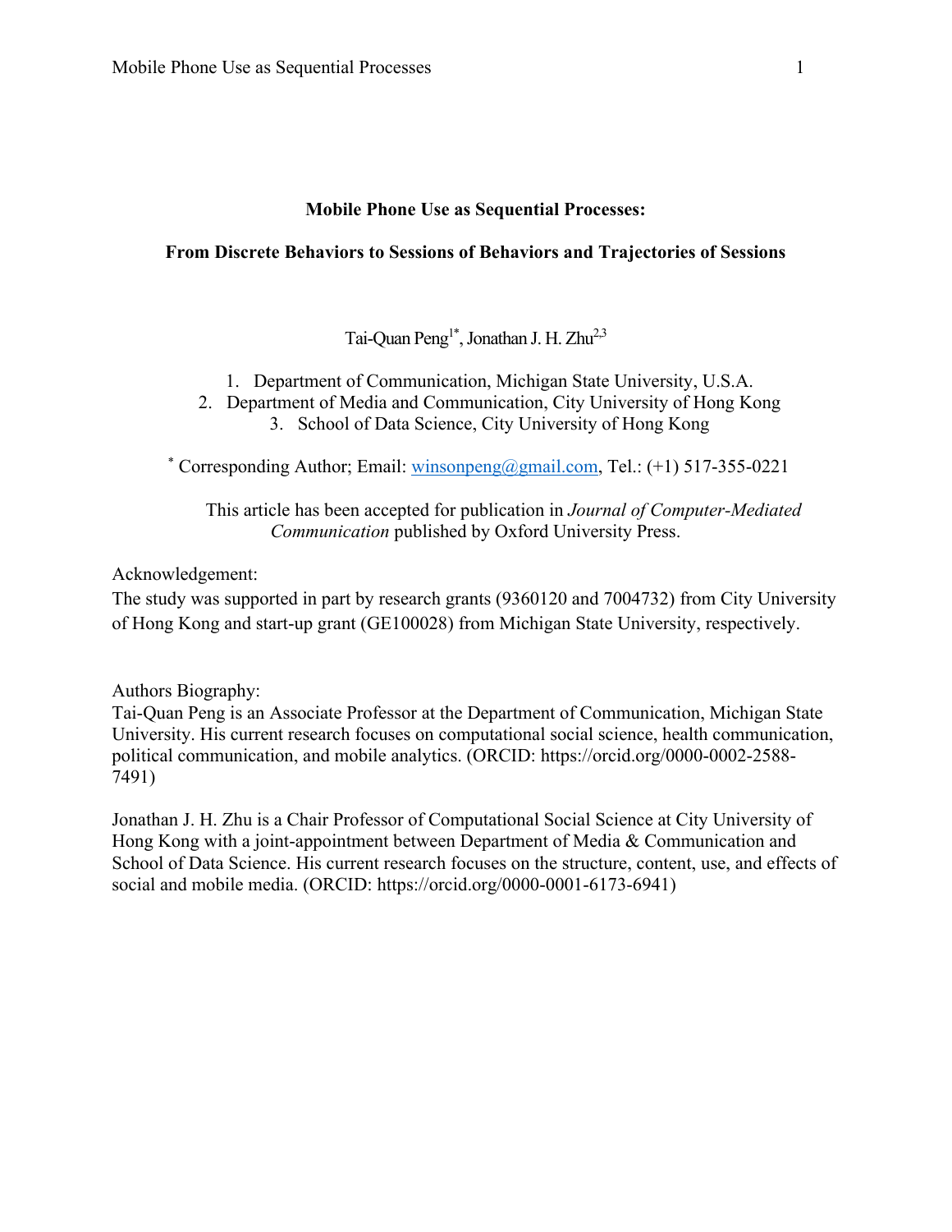# Mobile Phone Use as Sequential Processes:

## From Discrete Behaviors to Sessions of Behaviors and Trajectories of Sessions

Tai-Quan Peng[1*], Jonathan J. H. Zhu[2,3]

1. Department of Communication, Michigan State University, U.S.A.
2. Department of Media and Communication, City University of Hong Kong
3. School of Data Science, City University of Hong Kong

[*] Corresponding Author; Email: winsonpeng@gmail.com, Tel.: (+1) 517-355-0221

This article has been accepted for publication in *Journal of Computer-Mediated Communication* published by Oxford University Press.

Acknowledgement:
The study was supported in part by research grants (9360120 and 7004732) from City University of Hong Kong and start-up grant (GE100028) from Michigan State University, respectively.

Authors Biography:
Tai-Quan Peng is an Associate Professor at the Department of Communication, Michigan State University. His current research focuses on computational social science, health communication, political communication, and mobile analytics. (ORCID: https://orcid.org/0000-0002-2588-7491)

Jonathan J. H. Zhu is a Chair Professor of Computational Social Science at City University of Hong Kong with a joint-appointment between Department of Media & Communication and School of Data Science. His current research focuses on the structure, content, use, and effects of social and mobile media. (ORCID: https://orcid.org/0000-0001-6173-6941)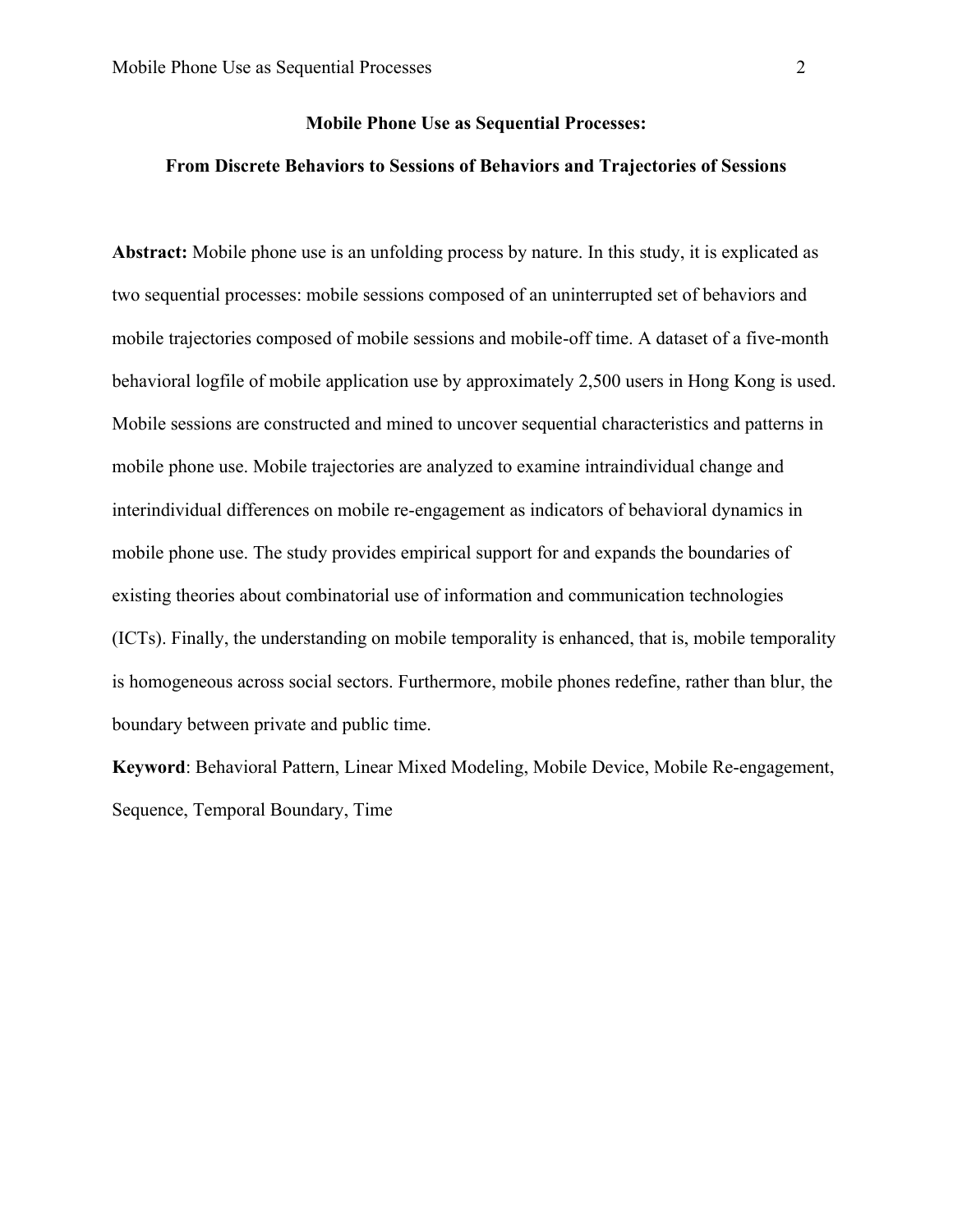# Mobile Phone Use as Sequential Processes: From Discrete Behaviors to Sessions of Behaviors and Trajectories of Sessions

**Abstract:** Mobile phone use is an unfolding process by nature. In this study, it is explicated as two sequential processes: mobile sessions composed of an uninterrupted set of behaviors and mobile trajectories composed of mobile sessions and mobile-off time. A dataset of a five-month behavioral logfile of mobile application use by approximately 2,500 users in Hong Kong is used. Mobile sessions are constructed and mined to uncover sequential characteristics and patterns in mobile phone use. Mobile trajectories are analyzed to examine intraindividual change and interindividual differences on mobile re-engagement as indicators of behavioral dynamics in mobile phone use. The study provides empirical support for and expands the boundaries of existing theories about combinatorial use of information and communication technologies (ICTs). Finally, the understanding on mobile temporality is enhanced, that is, mobile temporality is homogeneous across social sectors. Furthermore, mobile phones redefine, rather than blur, the boundary between private and public time.

**Keyword**: Behavioral Pattern, Linear Mixed Modeling, Mobile Device, Mobile Re-engagement, Sequence, Temporal Boundary, Time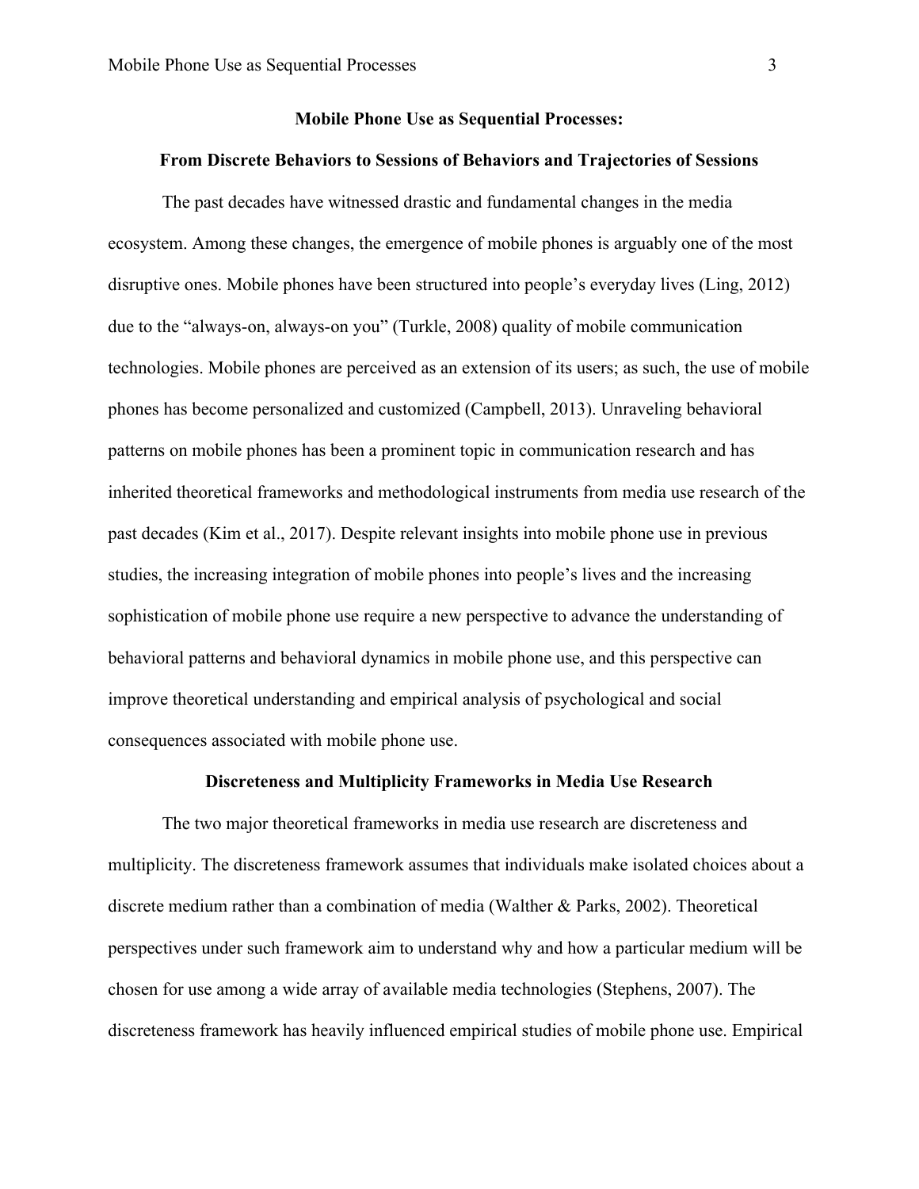# Mobile Phone Use as Sequential Processes:

## From Discrete Behaviors to Sessions of Behaviors and Trajectories of Sessions

The past decades have witnessed drastic and fundamental changes in the media ecosystem. Among these changes, the emergence of mobile phones is arguably one of the most disruptive ones. Mobile phones have been structured into people's everyday lives (Ling, 2012) due to the "always-on, always-on you" (Turkle, 2008) quality of mobile communication technologies. Mobile phones are perceived as an extension of its users; as such, the use of mobile phones has become personalized and customized (Campbell, 2013). Unraveling behavioral patterns on mobile phones has been a prominent topic in communication research and has inherited theoretical frameworks and methodological instruments from media use research of the past decades (Kim et al., 2017). Despite relevant insights into mobile phone use in previous studies, the increasing integration of mobile phones into people's lives and the increasing sophistication of mobile phone use require a new perspective to advance the understanding of behavioral patterns and behavioral dynamics in mobile phone use, and this perspective can improve theoretical understanding and empirical analysis of psychological and social consequences associated with mobile phone use.

## Discreteness and Multiplicity Frameworks in Media Use Research

The two major theoretical frameworks in media use research are discreteness and multiplicity. The discreteness framework assumes that individuals make isolated choices about a discrete medium rather than a combination of media (Walther & Parks, 2002). Theoretical perspectives under such framework aim to understand why and how a particular medium will be chosen for use among a wide array of available media technologies (Stephens, 2007). The discreteness framework has heavily influenced empirical studies of mobile phone use. Empirical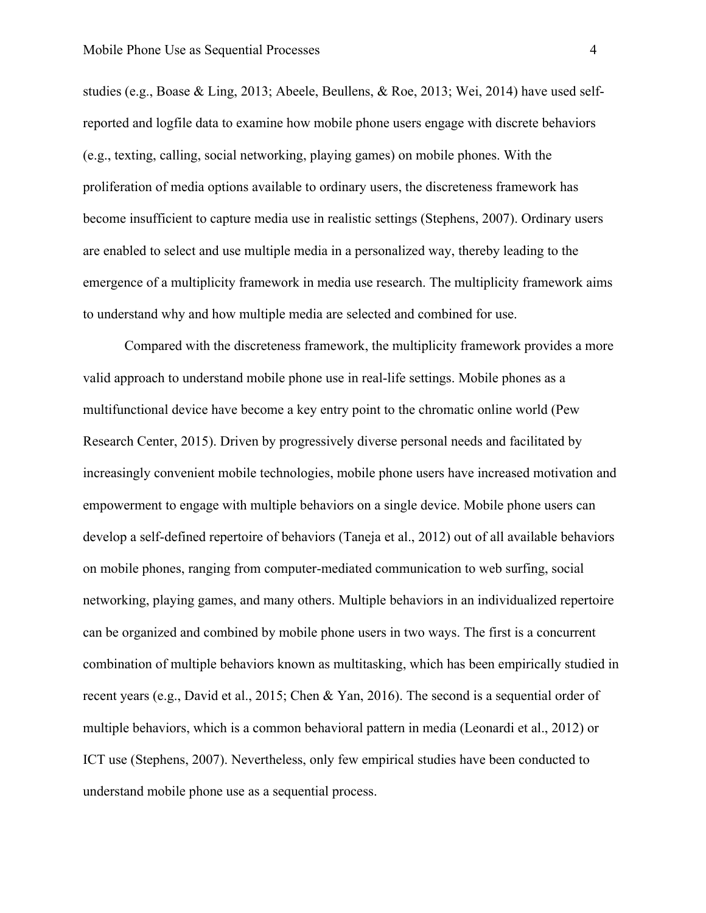studies (e.g., Boase & Ling, 2013; Abeele, Beullens, & Roe, 2013; Wei, 2014) have used self-reported and logfile data to examine how mobile phone users engage with discrete behaviors (e.g., texting, calling, social networking, playing games) on mobile phones. With the proliferation of media options available to ordinary users, the discreteness framework has become insufficient to capture media use in realistic settings (Stephens, 2007). Ordinary users are enabled to select and use multiple media in a personalized way, thereby leading to the emergence of a multiplicity framework in media use research. The multiplicity framework aims to understand why and how multiple media are selected and combined for use.

Compared with the discreteness framework, the multiplicity framework provides a more valid approach to understand mobile phone use in real-life settings. Mobile phones as a multifunctional device have become a key entry point to the chromatic online world (Pew Research Center, 2015). Driven by progressively diverse personal needs and facilitated by increasingly convenient mobile technologies, mobile phone users have increased motivation and empowerment to engage with multiple behaviors on a single device. Mobile phone users can develop a self-defined repertoire of behaviors (Taneja et al., 2012) out of all available behaviors on mobile phones, ranging from computer-mediated communication to web surfing, social networking, playing games, and many others. Multiple behaviors in an individualized repertoire can be organized and combined by mobile phone users in two ways. The first is a concurrent combination of multiple behaviors known as multitasking, which has been empirically studied in recent years (e.g., David et al., 2015; Chen & Yan, 2016). The second is a sequential order of multiple behaviors, which is a common behavioral pattern in media (Leonardi et al., 2012) or ICT use (Stephens, 2007). Nevertheless, only few empirical studies have been conducted to understand mobile phone use as a sequential process.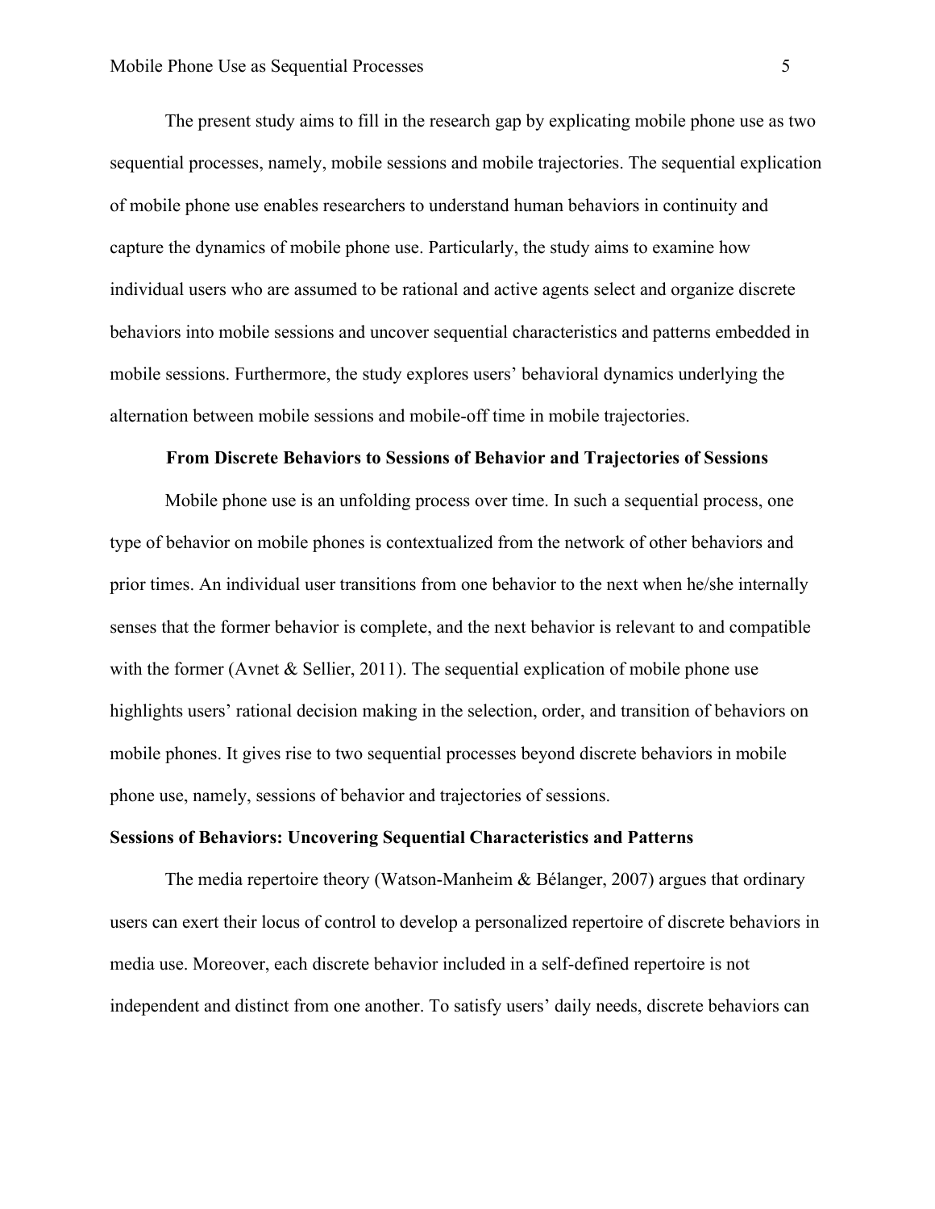The present study aims to fill in the research gap by explicating mobile phone use as two sequential processes, namely, mobile sessions and mobile trajectories. The sequential explication of mobile phone use enables researchers to understand human behaviors in continuity and capture the dynamics of mobile phone use. Particularly, the study aims to examine how individual users who are assumed to be rational and active agents select and organize discrete behaviors into mobile sessions and uncover sequential characteristics and patterns embedded in mobile sessions. Furthermore, the study explores users' behavioral dynamics underlying the alternation between mobile sessions and mobile-off time in mobile trajectories.

## From Discrete Behaviors to Sessions of Behavior and Trajectories of Sessions

Mobile phone use is an unfolding process over time. In such a sequential process, one type of behavior on mobile phones is contextualized from the network of other behaviors and prior times. An individual user transitions from one behavior to the next when he/she internally senses that the former behavior is complete, and the next behavior is relevant to and compatible with the former (Avnet & Sellier, 2011). The sequential explication of mobile phone use highlights users' rational decision making in the selection, order, and transition of behaviors on mobile phones. It gives rise to two sequential processes beyond discrete behaviors in mobile phone use, namely, sessions of behavior and trajectories of sessions.

### Sessions of Behaviors: Uncovering Sequential Characteristics and Patterns

The media repertoire theory (Watson-Manheim & Bélanger, 2007) argues that ordinary users can exert their locus of control to develop a personalized repertoire of discrete behaviors in media use. Moreover, each discrete behavior included in a self-defined repertoire is not independent and distinct from one another. To satisfy users' daily needs, discrete behaviors can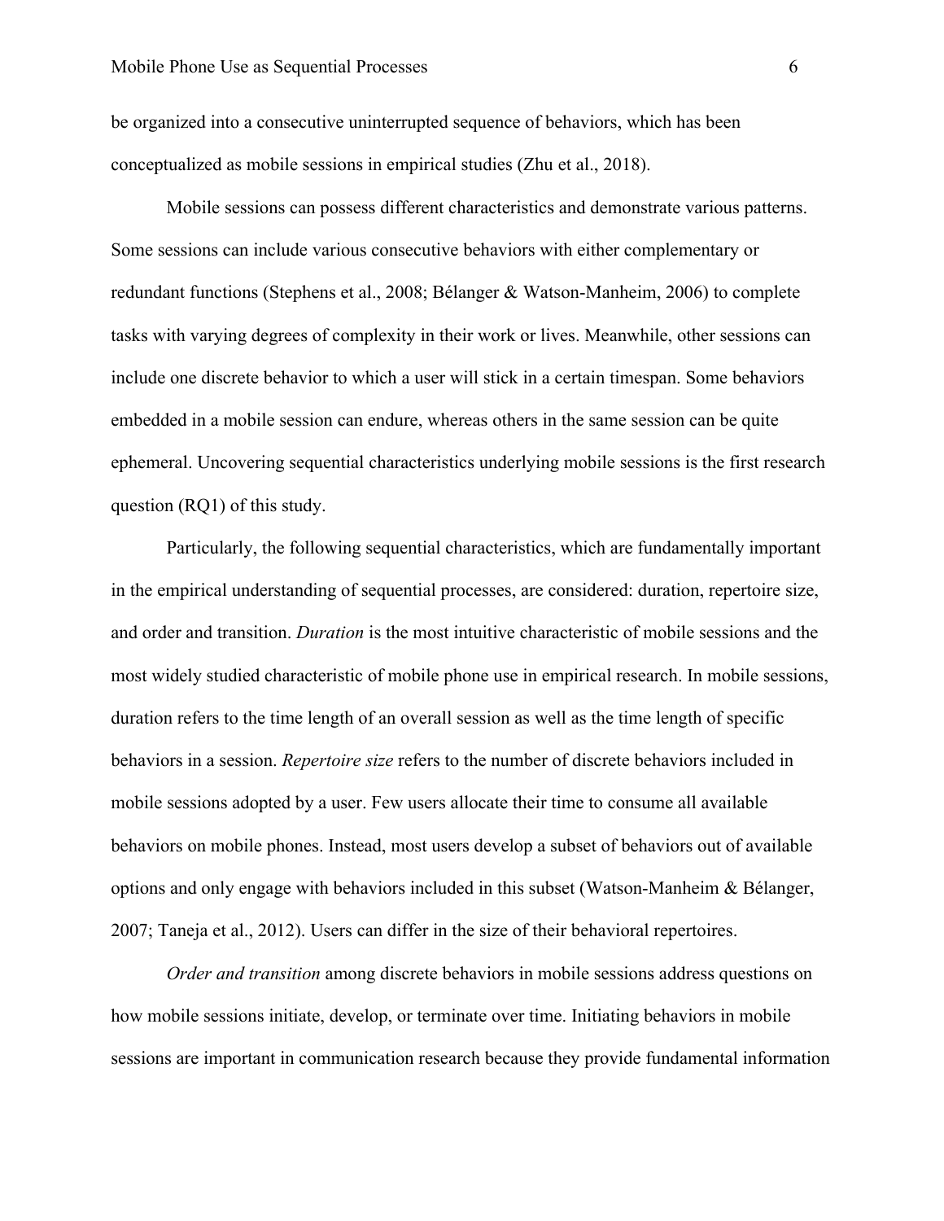be organized into a consecutive uninterrupted sequence of behaviors, which has been conceptualized as mobile sessions in empirical studies (Zhu et al., 2018).

Mobile sessions can possess different characteristics and demonstrate various patterns. Some sessions can include various consecutive behaviors with either complementary or redundant functions (Stephens et al., 2008; Bélanger & Watson-Manheim, 2006) to complete tasks with varying degrees of complexity in their work or lives. Meanwhile, other sessions can include one discrete behavior to which a user will stick in a certain timespan. Some behaviors embedded in a mobile session can endure, whereas others in the same session can be quite ephemeral. Uncovering sequential characteristics underlying mobile sessions is the first research question (RQ1) of this study.

Particularly, the following sequential characteristics, which are fundamentally important in the empirical understanding of sequential processes, are considered: duration, repertoire size, and order and transition. *Duration* is the most intuitive characteristic of mobile sessions and the most widely studied characteristic of mobile phone use in empirical research. In mobile sessions, duration refers to the time length of an overall session as well as the time length of specific behaviors in a session. *Repertoire size* refers to the number of discrete behaviors included in mobile sessions adopted by a user. Few users allocate their time to consume all available behaviors on mobile phones. Instead, most users develop a subset of behaviors out of available options and only engage with behaviors included in this subset (Watson-Manheim & Bélanger, 2007; Taneja et al., 2012). Users can differ in the size of their behavioral repertoires.

*Order and transition* among discrete behaviors in mobile sessions address questions on how mobile sessions initiate, develop, or terminate over time. Initiating behaviors in mobile sessions are important in communication research because they provide fundamental information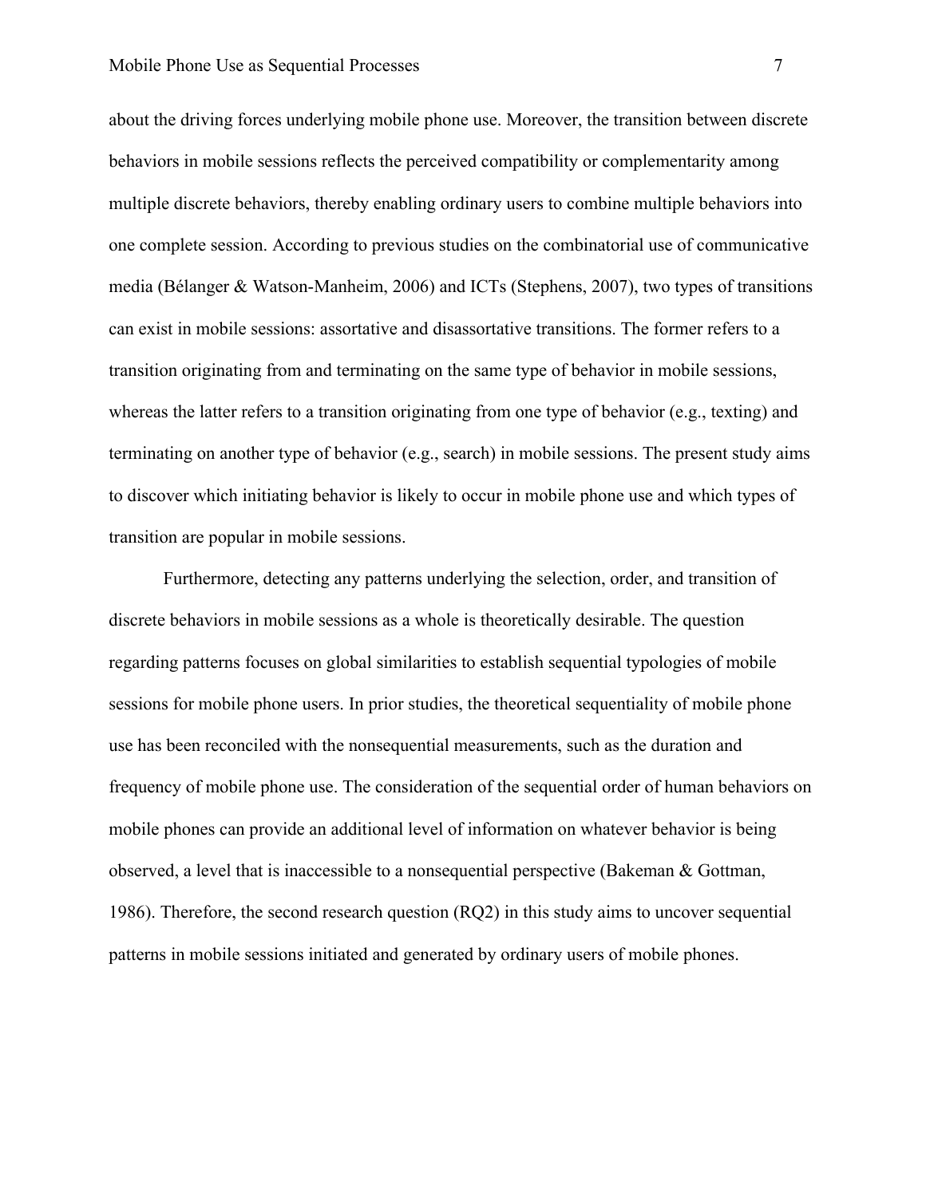about the driving forces underlying mobile phone use. Moreover, the transition between discrete behaviors in mobile sessions reflects the perceived compatibility or complementarity among multiple discrete behaviors, thereby enabling ordinary users to combine multiple behaviors into one complete session. According to previous studies on the combinatorial use of communicative media (Bélanger & Watson-Manheim, 2006) and ICTs (Stephens, 2007), two types of transitions can exist in mobile sessions: assortative and disassortative transitions. The former refers to a transition originating from and terminating on the same type of behavior in mobile sessions, whereas the latter refers to a transition originating from one type of behavior (e.g., texting) and terminating on another type of behavior (e.g., search) in mobile sessions. The present study aims to discover which initiating behavior is likely to occur in mobile phone use and which types of transition are popular in mobile sessions.

Furthermore, detecting any patterns underlying the selection, order, and transition of discrete behaviors in mobile sessions as a whole is theoretically desirable. The question regarding patterns focuses on global similarities to establish sequential typologies of mobile sessions for mobile phone users. In prior studies, the theoretical sequentiality of mobile phone use has been reconciled with the nonsequential measurements, such as the duration and frequency of mobile phone use. The consideration of the sequential order of human behaviors on mobile phones can provide an additional level of information on whatever behavior is being observed, a level that is inaccessible to a nonsequential perspective (Bakeman & Gottman, 1986). Therefore, the second research question (RQ2) in this study aims to uncover sequential patterns in mobile sessions initiated and generated by ordinary users of mobile phones.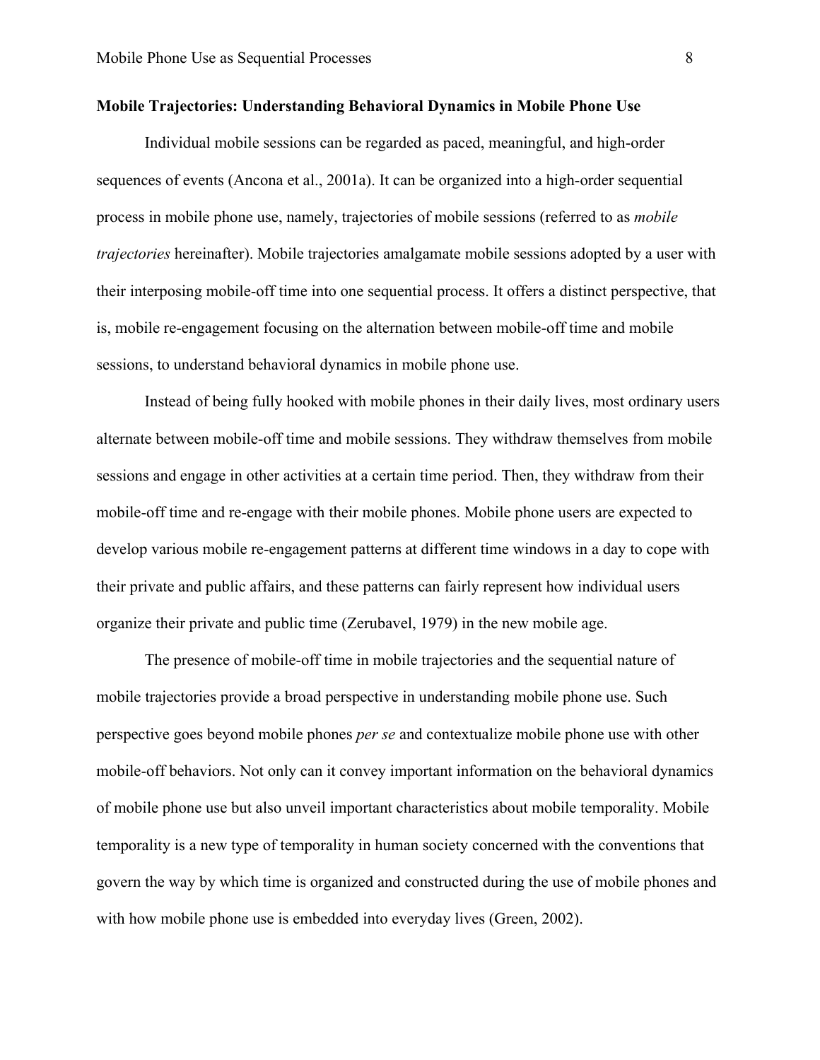**Mobile Trajectories: Understanding Behavioral Dynamics in Mobile Phone Use**

Individual mobile sessions can be regarded as paced, meaningful, and high-order sequences of events (Ancona et al., 2001a). It can be organized into a high-order sequential process in mobile phone use, namely, trajectories of mobile sessions (referred to as *mobile trajectories* hereinafter). Mobile trajectories amalgamate mobile sessions adopted by a user with their interposing mobile-off time into one sequential process. It offers a distinct perspective, that is, mobile re-engagement focusing on the alternation between mobile-off time and mobile sessions, to understand behavioral dynamics in mobile phone use.

Instead of being fully hooked with mobile phones in their daily lives, most ordinary users alternate between mobile-off time and mobile sessions. They withdraw themselves from mobile sessions and engage in other activities at a certain time period. Then, they withdraw from their mobile-off time and re-engage with their mobile phones. Mobile phone users are expected to develop various mobile re-engagement patterns at different time windows in a day to cope with their private and public affairs, and these patterns can fairly represent how individual users organize their private and public time (Zerubavel, 1979) in the new mobile age.

The presence of mobile-off time in mobile trajectories and the sequential nature of mobile trajectories provide a broad perspective in understanding mobile phone use. Such perspective goes beyond mobile phones *per se* and contextualize mobile phone use with other mobile-off behaviors. Not only can it convey important information on the behavioral dynamics of mobile phone use but also unveil important characteristics about mobile temporality. Mobile temporality is a new type of temporality in human society concerned with the conventions that govern the way by which time is organized and constructed during the use of mobile phones and with how mobile phone use is embedded into everyday lives (Green, 2002).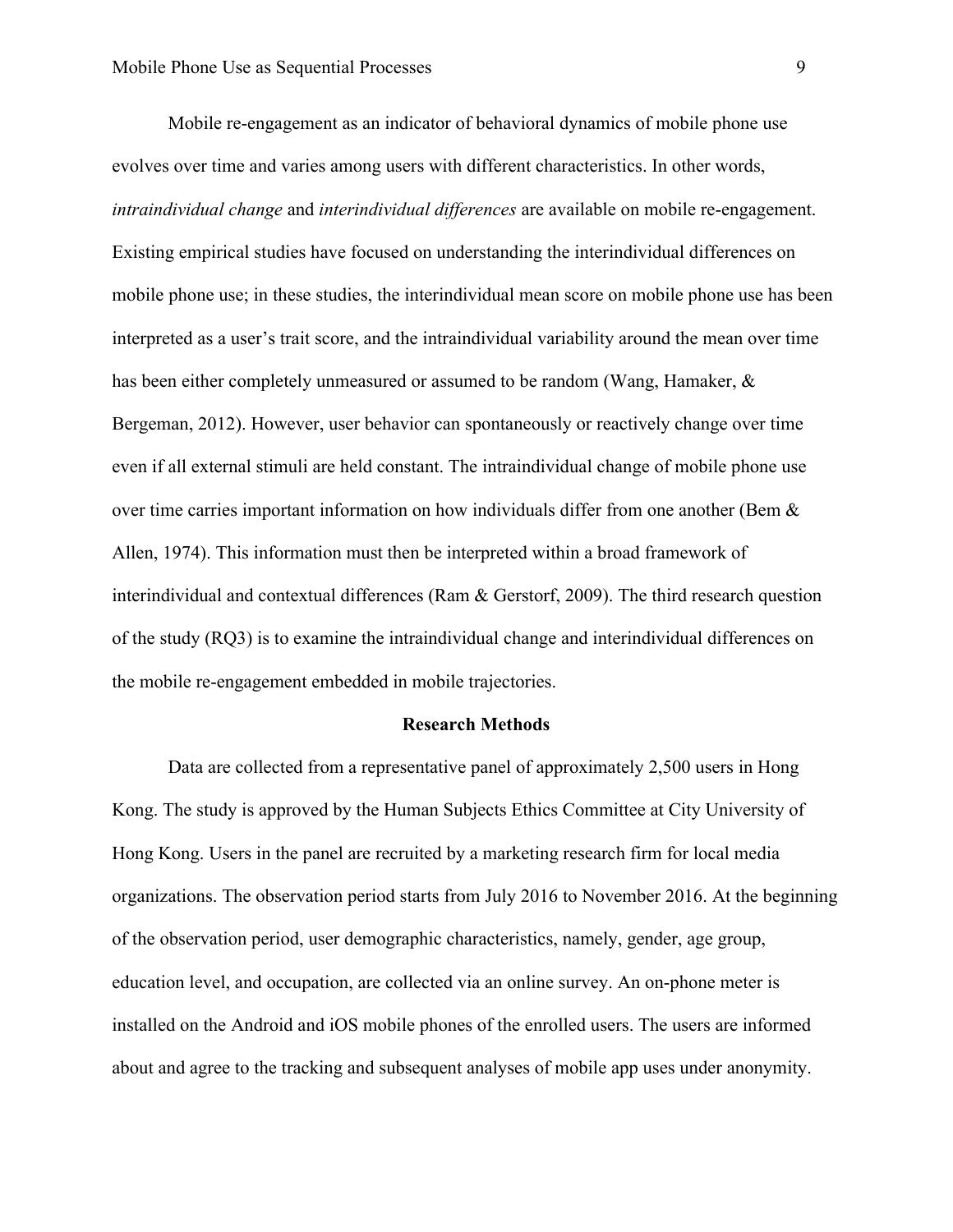Mobile re-engagement as an indicator of behavioral dynamics of mobile phone use evolves over time and varies among users with different characteristics. In other words, *intraindividual change* and *interindividual differences* are available on mobile re-engagement. Existing empirical studies have focused on understanding the interindividual differences on mobile phone use; in these studies, the interindividual mean score on mobile phone use has been interpreted as a user's trait score, and the intraindividual variability around the mean over time has been either completely unmeasured or assumed to be random (Wang, Hamaker, & Bergeman, 2012). However, user behavior can spontaneously or reactively change over time even if all external stimuli are held constant. The intraindividual change of mobile phone use over time carries important information on how individuals differ from one another (Bem & Allen, 1974). This information must then be interpreted within a broad framework of interindividual and contextual differences (Ram & Gerstorf, 2009). The third research question of the study (RQ3) is to examine the intraindividual change and interindividual differences on the mobile re-engagement embedded in mobile trajectories.

## Research Methods

Data are collected from a representative panel of approximately 2,500 users in Hong Kong. The study is approved by the Human Subjects Ethics Committee at City University of Hong Kong. Users in the panel are recruited by a marketing research firm for local media organizations. The observation period starts from July 2016 to November 2016. At the beginning of the observation period, user demographic characteristics, namely, gender, age group, education level, and occupation, are collected via an online survey. An on-phone meter is installed on the Android and iOS mobile phones of the enrolled users. The users are informed about and agree to the tracking and subsequent analyses of mobile app uses under anonymity.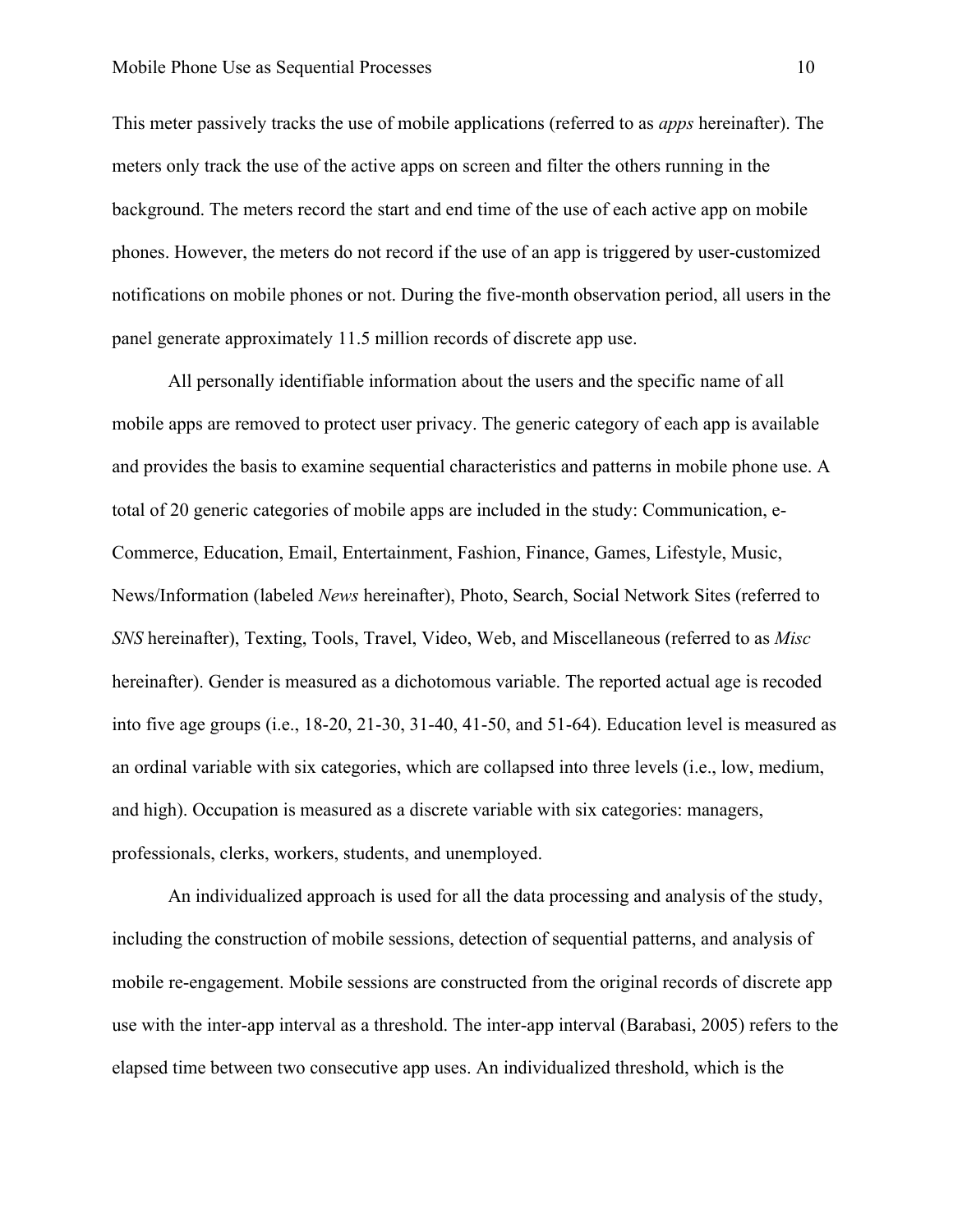This meter passively tracks the use of mobile applications (referred to as *apps* hereinafter). The meters only track the use of the active apps on screen and filter the others running in the background. The meters record the start and end time of the use of each active app on mobile phones. However, the meters do not record if the use of an app is triggered by user-customized notifications on mobile phones or not. During the five-month observation period, all users in the panel generate approximately 11.5 million records of discrete app use.

All personally identifiable information about the users and the specific name of all mobile apps are removed to protect user privacy. The generic category of each app is available and provides the basis to examine sequential characteristics and patterns in mobile phone use. A total of 20 generic categories of mobile apps are included in the study: Communication, e-Commerce, Education, Email, Entertainment, Fashion, Finance, Games, Lifestyle, Music, News/Information (labeled *News* hereinafter), Photo, Search, Social Network Sites (referred to *SNS* hereinafter), Texting, Tools, Travel, Video, Web, and Miscellaneous (referred to as *Misc* hereinafter). Gender is measured as a dichotomous variable. The reported actual age is recoded into five age groups (i.e., 18-20, 21-30, 31-40, 41-50, and 51-64). Education level is measured as an ordinal variable with six categories, which are collapsed into three levels (i.e., low, medium, and high). Occupation is measured as a discrete variable with six categories: managers, professionals, clerks, workers, students, and unemployed.

An individualized approach is used for all the data processing and analysis of the study, including the construction of mobile sessions, detection of sequential patterns, and analysis of mobile re-engagement. Mobile sessions are constructed from the original records of discrete app use with the inter-app interval as a threshold. The inter-app interval (Barabasi, 2005) refers to the elapsed time between two consecutive app uses. An individualized threshold, which is the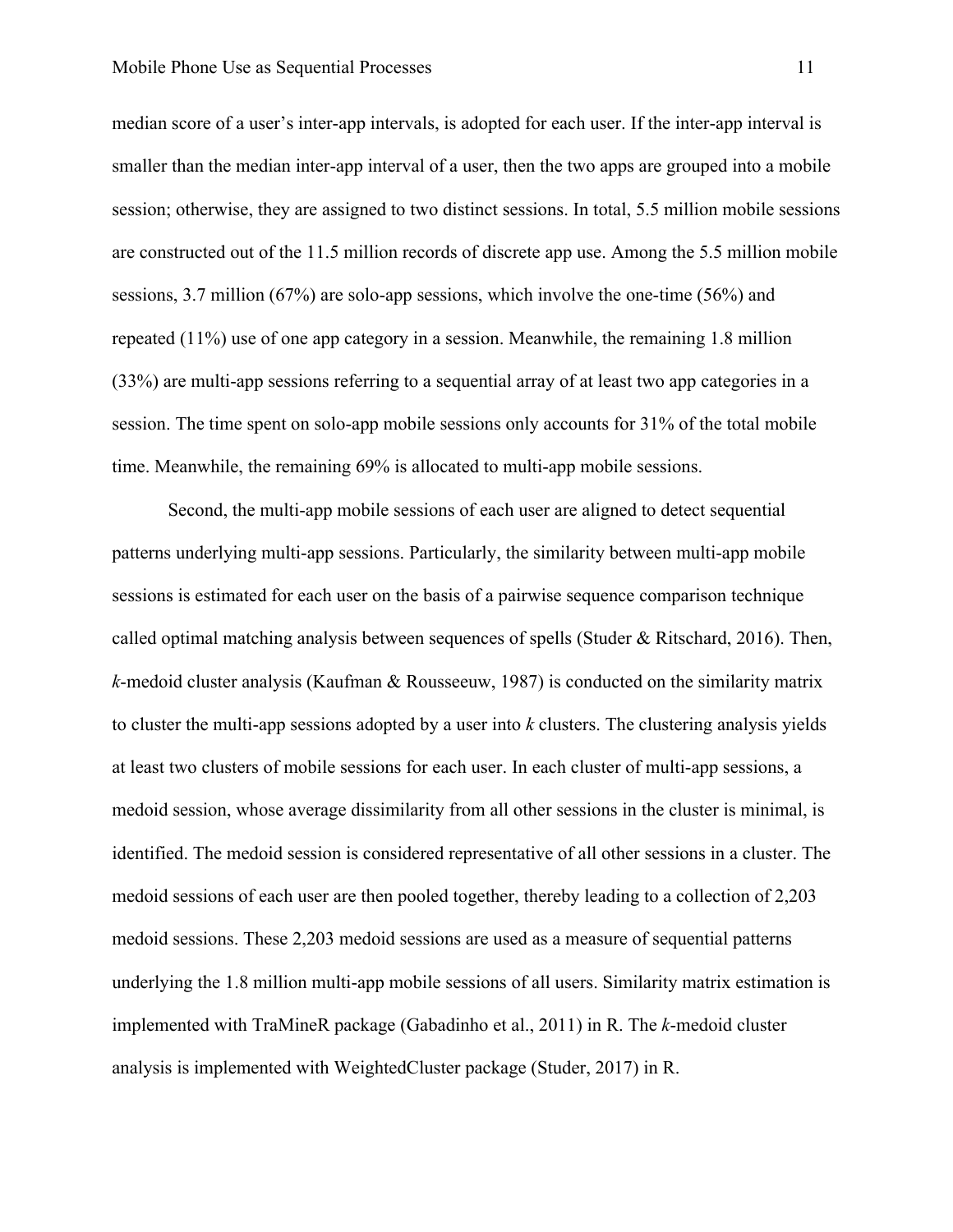median score of a user's inter-app intervals, is adopted for each user. If the inter-app interval is smaller than the median inter-app interval of a user, then the two apps are grouped into a mobile session; otherwise, they are assigned to two distinct sessions. In total, 5.5 million mobile sessions are constructed out of the 11.5 million records of discrete app use. Among the 5.5 million mobile sessions, 3.7 million (67%) are solo-app sessions, which involve the one-time (56%) and repeated (11%) use of one app category in a session. Meanwhile, the remaining 1.8 million (33%) are multi-app sessions referring to a sequential array of at least two app categories in a session. The time spent on solo-app mobile sessions only accounts for 31% of the total mobile time. Meanwhile, the remaining 69% is allocated to multi-app mobile sessions.

Second, the multi-app mobile sessions of each user are aligned to detect sequential patterns underlying multi-app sessions. Particularly, the similarity between multi-app mobile sessions is estimated for each user on the basis of a pairwise sequence comparison technique called optimal matching analysis between sequences of spells (Studer & Ritschard, 2016). Then, *k*-medoid cluster analysis (Kaufman & Rousseeuw, 1987) is conducted on the similarity matrix to cluster the multi-app sessions adopted by a user into *k* clusters. The clustering analysis yields at least two clusters of mobile sessions for each user. In each cluster of multi-app sessions, a medoid session, whose average dissimilarity from all other sessions in the cluster is minimal, is identified. The medoid session is considered representative of all other sessions in a cluster. The medoid sessions of each user are then pooled together, thereby leading to a collection of 2,203 medoid sessions. These 2,203 medoid sessions are used as a measure of sequential patterns underlying the 1.8 million multi-app mobile sessions of all users. Similarity matrix estimation is implemented with TraMineR package (Gabadinho et al., 2011) in R. The *k*-medoid cluster analysis is implemented with WeightedCluster package (Studer, 2017) in R.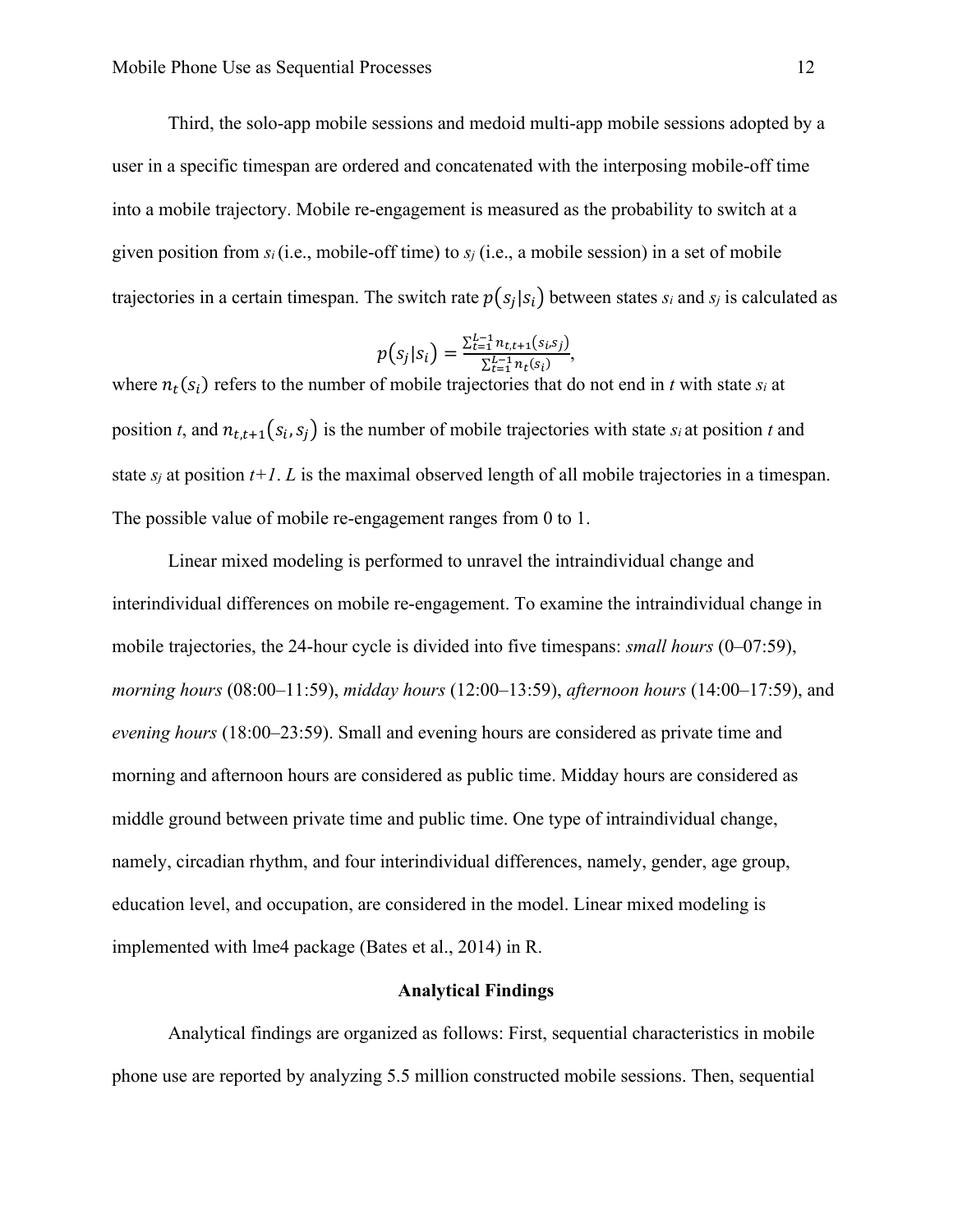Third, the solo-app mobile sessions and medoid multi-app mobile sessions adopted by a user in a specific timespan are ordered and concatenated with the interposing mobile-off time into a mobile trajectory. Mobile re-engagement is measured as the probability to switch at a given position from $s_i$ (i.e., mobile-off time) to $s_j$ (i.e., a mobile session) in a set of mobile trajectories in a certain timespan. The switch rate $p(s_j|s_i)$ between states $s_i$ and $s_j$ is calculated as

$$p(s_j|s_i) = \frac{\sum_{t=1}^{L-1} n_{t,t+1}(s_i, s_j)}{\sum_{t=1}^{L-1} n_t(s_i)},$$

where $n_t(s_i)$ refers to the number of mobile trajectories that do not end in $t$ with state $s_i$ at position $t$, and $n_{t,t+1}(s_i, s_j)$ is the number of mobile trajectories with state $s_i$ at position $t$ and state $s_j$ at position $t+1$. $L$ is the maximal observed length of all mobile trajectories in a timespan. The possible value of mobile re-engagement ranges from 0 to 1.

Linear mixed modeling is performed to unravel the intraindividual change and interindividual differences on mobile re-engagement. To examine the intraindividual change in mobile trajectories, the 24-hour cycle is divided into five timespans: *small hours* (0–07:59), *morning hours* (08:00–11:59), *midday hours* (12:00–13:59), *afternoon hours* (14:00–17:59), and *evening hours* (18:00–23:59). Small and evening hours are considered as private time and morning and afternoon hours are considered as public time. Midday hours are considered as middle ground between private time and public time. One type of intraindividual change, namely, circadian rhythm, and four interindividual differences, namely, gender, age group, education level, and occupation, are considered in the model. Linear mixed modeling is implemented with lme4 package (Bates et al., 2014) in R.

## Analytical Findings

Analytical findings are organized as follows: First, sequential characteristics in mobile phone use are reported by analyzing 5.5 million constructed mobile sessions. Then, sequential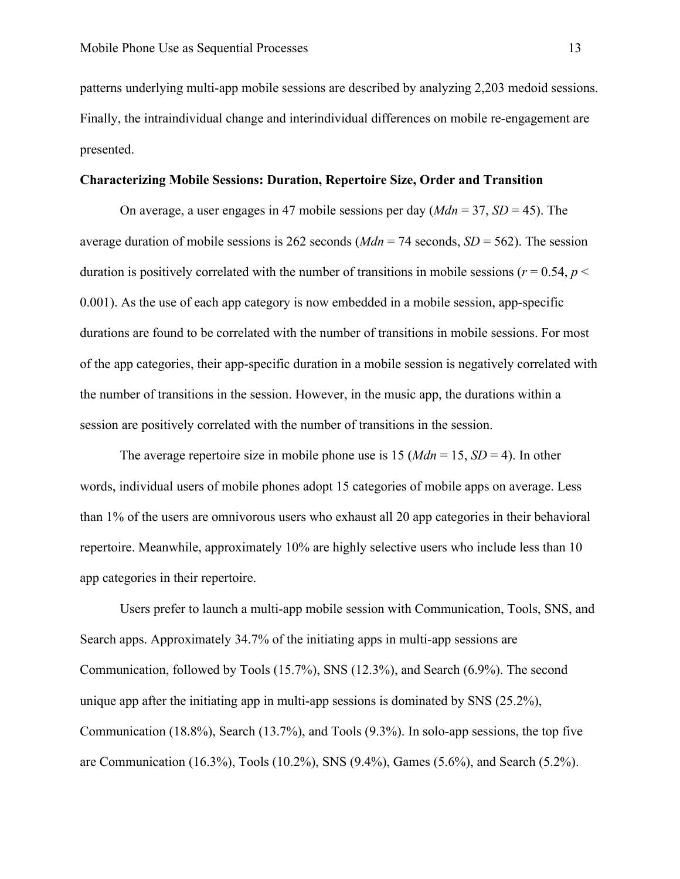patterns underlying multi-app mobile sessions are described by analyzing 2,203 medoid sessions. Finally, the intraindividual change and interindividual differences on mobile re-engagement are presented.

**Characterizing Mobile Sessions: Duration, Repertoire Size, Order and Transition**

On average, a user engages in 47 mobile sessions per day (*Mdn* = 37, *SD* = 45). The average duration of mobile sessions is 262 seconds (*Mdn* = 74 seconds, *SD* = 562). The session duration is positively correlated with the number of transitions in mobile sessions ($r = 0.54$, $p < 0.001$). As the use of each app category is now embedded in a mobile session, app-specific durations are found to be correlated with the number of transitions in mobile sessions. For most of the app categories, their app-specific duration in a mobile session is negatively correlated with the number of transitions in the session. However, in the music app, the durations within a session are positively correlated with the number of transitions in the session.

The average repertoire size in mobile phone use is 15 (*Mdn* = 15, *SD* = 4). In other words, individual users of mobile phones adopt 15 categories of mobile apps on average. Less than 1% of the users are omnivorous users who exhaust all 20 app categories in their behavioral repertoire. Meanwhile, approximately 10% are highly selective users who include less than 10 app categories in their repertoire.

Users prefer to launch a multi-app mobile session with Communication, Tools, SNS, and Search apps. Approximately 34.7% of the initiating apps in multi-app sessions are Communication, followed by Tools (15.7%), SNS (12.3%), and Search (6.9%). The second unique app after the initiating app in multi-app sessions is dominated by SNS (25.2%), Communication (18.8%), Search (13.7%), and Tools (9.3%). In solo-app sessions, the top five are Communication (16.3%), Tools (10.2%), SNS (9.4%), Games (5.6%), and Search (5.2%).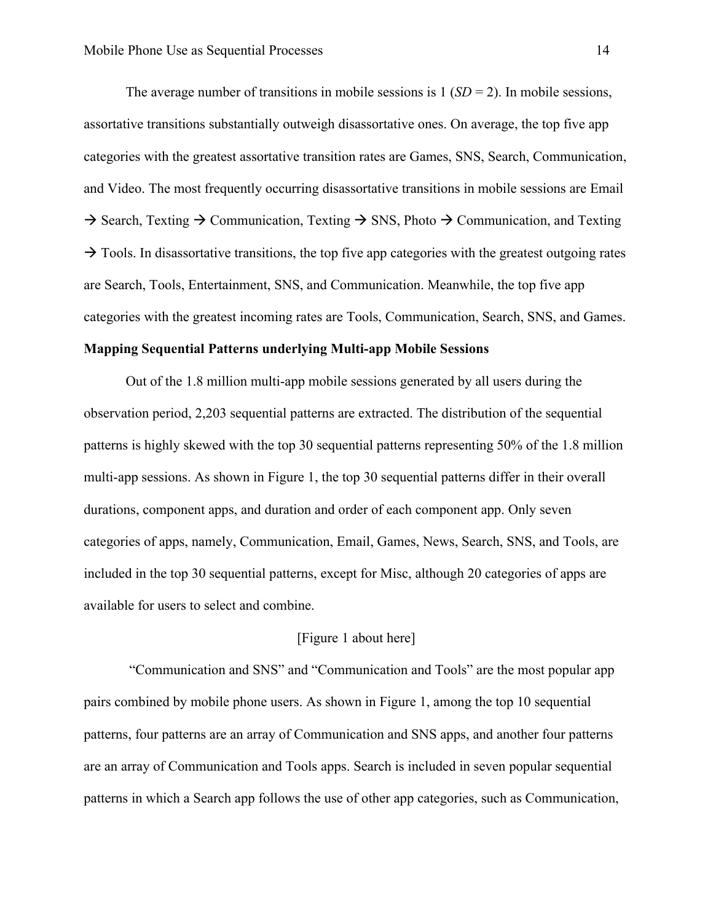The average number of transitions in mobile sessions is 1 (*SD* = 2). In mobile sessions, assortative transitions substantially outweigh disassortative ones. On average, the top five app categories with the greatest assortative transition rates are Games, SNS, Search, Communication, and Video. The most frequently occurring disassortative transitions in mobile sessions are Email → Search, Texting → Communication, Texting → SNS, Photo → Communication, and Texting → Tools. In disassortative transitions, the top five app categories with the greatest outgoing rates are Search, Tools, Entertainment, SNS, and Communication. Meanwhile, the top five app categories with the greatest incoming rates are Tools, Communication, Search, SNS, and Games.

**Mapping Sequential Patterns underlying Multi-app Mobile Sessions**

Out of the 1.8 million multi-app mobile sessions generated by all users during the observation period, 2,203 sequential patterns are extracted. The distribution of the sequential patterns is highly skewed with the top 30 sequential patterns representing 50% of the 1.8 million multi-app sessions. As shown in Figure 1, the top 30 sequential patterns differ in their overall durations, component apps, and duration and order of each component app. Only seven categories of apps, namely, Communication, Email, Games, News, Search, SNS, and Tools, are included in the top 30 sequential patterns, except for Misc, although 20 categories of apps are available for users to select and combine.

[Figure 1 about here]

"Communication and SNS" and "Communication and Tools" are the most popular app pairs combined by mobile phone users. As shown in Figure 1, among the top 10 sequential patterns, four patterns are an array of Communication and SNS apps, and another four patterns are an array of Communication and Tools apps. Search is included in seven popular sequential patterns in which a Search app follows the use of other app categories, such as Communication,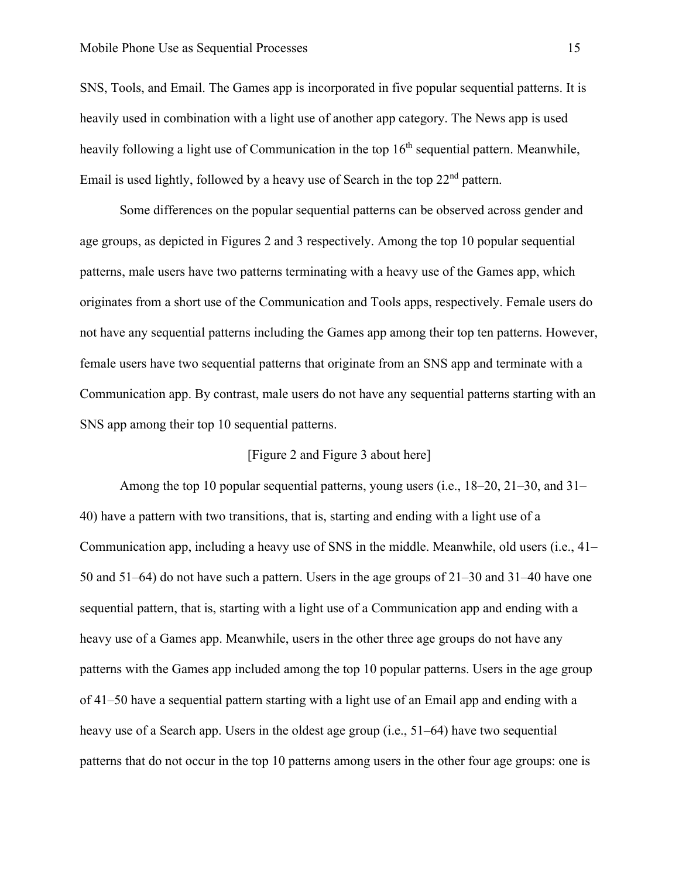SNS, Tools, and Email. The Games app is incorporated in five popular sequential patterns. It is heavily used in combination with a light use of another app category. The News app is used heavily following a light use of Communication in the top 16th sequential pattern. Meanwhile, Email is used lightly, followed by a heavy use of Search in the top 22nd pattern.

Some differences on the popular sequential patterns can be observed across gender and age groups, as depicted in Figures 2 and 3 respectively. Among the top 10 popular sequential patterns, male users have two patterns terminating with a heavy use of the Games app, which originates from a short use of the Communication and Tools apps, respectively. Female users do not have any sequential patterns including the Games app among their top ten patterns. However, female users have two sequential patterns that originate from an SNS app and terminate with a Communication app. By contrast, male users do not have any sequential patterns starting with an SNS app among their top 10 sequential patterns.

[Figure 2 and Figure 3 about here]

Among the top 10 popular sequential patterns, young users (i.e., 18–20, 21–30, and 31–40) have a pattern with two transitions, that is, starting and ending with a light use of a Communication app, including a heavy use of SNS in the middle. Meanwhile, old users (i.e., 41–50 and 51–64) do not have such a pattern. Users in the age groups of 21–30 and 31–40 have one sequential pattern, that is, starting with a light use of a Communication app and ending with a heavy use of a Games app. Meanwhile, users in the other three age groups do not have any patterns with the Games app included among the top 10 popular patterns. Users in the age group of 41–50 have a sequential pattern starting with a light use of an Email app and ending with a heavy use of a Search app. Users in the oldest age group (i.e., 51–64) have two sequential patterns that do not occur in the top 10 patterns among users in the other four age groups: one is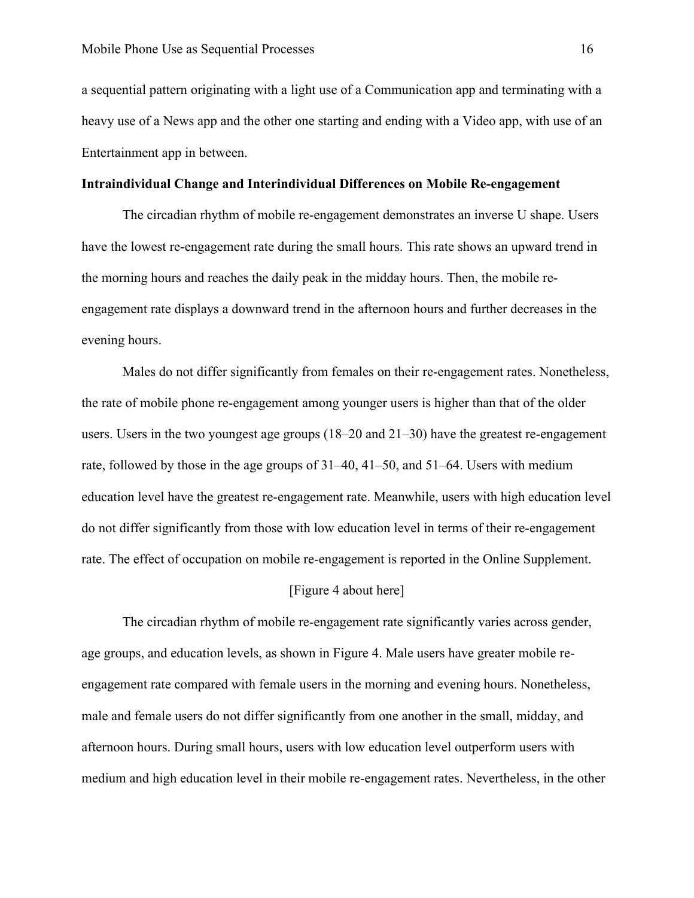a sequential pattern originating with a light use of a Communication app and terminating with a heavy use of a News app and the other one starting and ending with a Video app, with use of an Entertainment app in between.

**Intraindividual Change and Interindividual Differences on Mobile Re-engagement**

The circadian rhythm of mobile re-engagement demonstrates an inverse U shape. Users have the lowest re-engagement rate during the small hours. This rate shows an upward trend in the morning hours and reaches the daily peak in the midday hours. Then, the mobile re-engagement rate displays a downward trend in the afternoon hours and further decreases in the evening hours.

Males do not differ significantly from females on their re-engagement rates. Nonetheless, the rate of mobile phone re-engagement among younger users is higher than that of the older users. Users in the two youngest age groups (18–20 and 21–30) have the greatest re-engagement rate, followed by those in the age groups of 31–40, 41–50, and 51–64. Users with medium education level have the greatest re-engagement rate. Meanwhile, users with high education level do not differ significantly from those with low education level in terms of their re-engagement rate. The effect of occupation on mobile re-engagement is reported in the Online Supplement.

[Figure 4 about here]

The circadian rhythm of mobile re-engagement rate significantly varies across gender, age groups, and education levels, as shown in Figure 4. Male users have greater mobile re-engagement rate compared with female users in the morning and evening hours. Nonetheless, male and female users do not differ significantly from one another in the small, midday, and afternoon hours. During small hours, users with low education level outperform users with medium and high education level in their mobile re-engagement rates. Nevertheless, in the other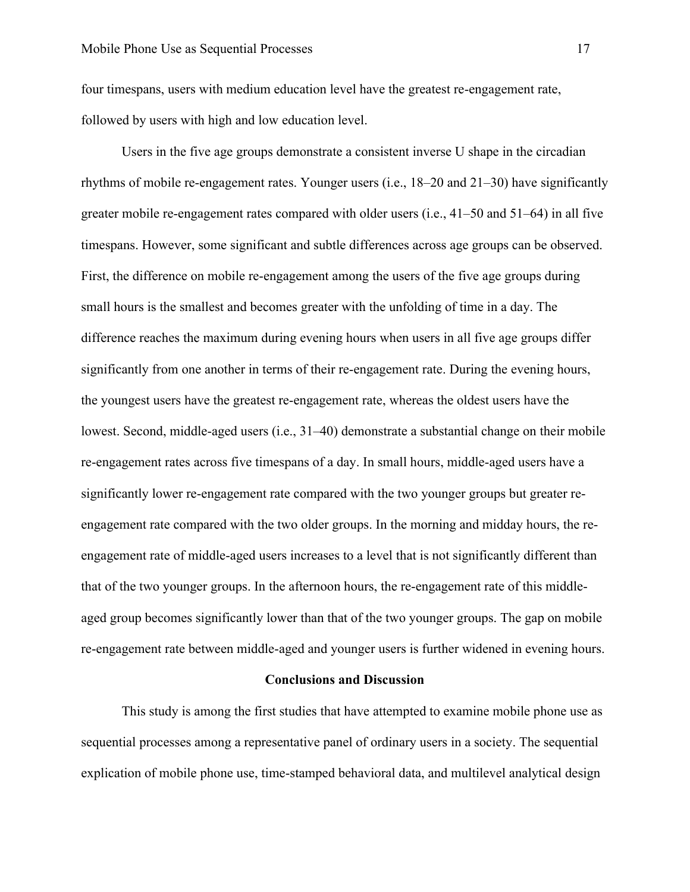four timespans, users with medium education level have the greatest re-engagement rate, followed by users with high and low education level.

Users in the five age groups demonstrate a consistent inverse U shape in the circadian rhythms of mobile re-engagement rates. Younger users (i.e., 18–20 and 21–30) have significantly greater mobile re-engagement rates compared with older users (i.e., 41–50 and 51–64) in all five timespans. However, some significant and subtle differences across age groups can be observed. First, the difference on mobile re-engagement among the users of the five age groups during small hours is the smallest and becomes greater with the unfolding of time in a day. The difference reaches the maximum during evening hours when users in all five age groups differ significantly from one another in terms of their re-engagement rate. During the evening hours, the youngest users have the greatest re-engagement rate, whereas the oldest users have the lowest. Second, middle-aged users (i.e., 31–40) demonstrate a substantial change on their mobile re-engagement rates across five timespans of a day. In small hours, middle-aged users have a significantly lower re-engagement rate compared with the two younger groups but greater re-engagement rate compared with the two older groups. In the morning and midday hours, the re-engagement rate of middle-aged users increases to a level that is not significantly different than that of the two younger groups. In the afternoon hours, the re-engagement rate of this middle-aged group becomes significantly lower than that of the two younger groups. The gap on mobile re-engagement rate between middle-aged and younger users is further widened in evening hours.

## Conclusions and Discussion

This study is among the first studies that have attempted to examine mobile phone use as sequential processes among a representative panel of ordinary users in a society. The sequential explication of mobile phone use, time-stamped behavioral data, and multilevel analytical design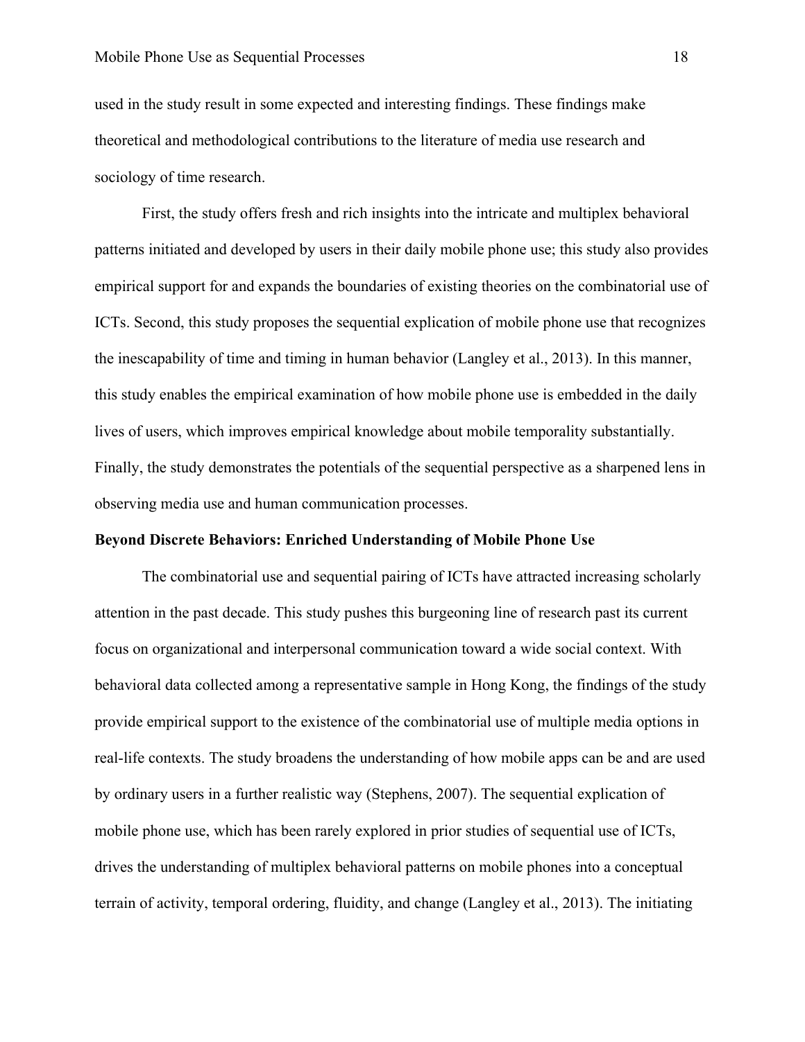used in the study result in some expected and interesting findings. These findings make theoretical and methodological contributions to the literature of media use research and sociology of time research.

First, the study offers fresh and rich insights into the intricate and multiplex behavioral patterns initiated and developed by users in their daily mobile phone use; this study also provides empirical support for and expands the boundaries of existing theories on the combinatorial use of ICTs. Second, this study proposes the sequential explication of mobile phone use that recognizes the inescapability of time and timing in human behavior (Langley et al., 2013). In this manner, this study enables the empirical examination of how mobile phone use is embedded in the daily lives of users, which improves empirical knowledge about mobile temporality substantially. Finally, the study demonstrates the potentials of the sequential perspective as a sharpened lens in observing media use and human communication processes.

## Beyond Discrete Behaviors: Enriched Understanding of Mobile Phone Use

The combinatorial use and sequential pairing of ICTs have attracted increasing scholarly attention in the past decade. This study pushes this burgeoning line of research past its current focus on organizational and interpersonal communication toward a wide social context. With behavioral data collected among a representative sample in Hong Kong, the findings of the study provide empirical support to the existence of the combinatorial use of multiple media options in real-life contexts. The study broadens the understanding of how mobile apps can be and are used by ordinary users in a further realistic way (Stephens, 2007). The sequential explication of mobile phone use, which has been rarely explored in prior studies of sequential use of ICTs, drives the understanding of multiplex behavioral patterns on mobile phones into a conceptual terrain of activity, temporal ordering, fluidity, and change (Langley et al., 2013). The initiating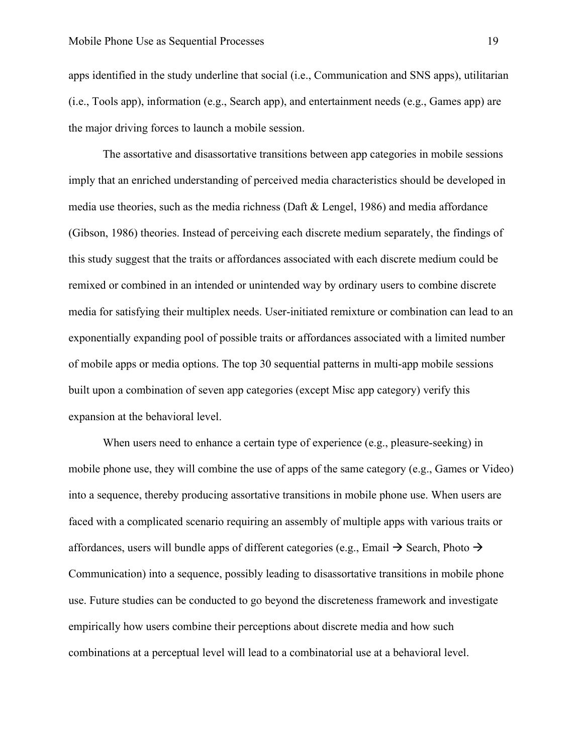apps identified in the study underline that social (i.e., Communication and SNS apps), utilitarian (i.e., Tools app), information (e.g., Search app), and entertainment needs (e.g., Games app) are the major driving forces to launch a mobile session.

The assortative and disassortative transitions between app categories in mobile sessions imply that an enriched understanding of perceived media characteristics should be developed in media use theories, such as the media richness (Daft & Lengel, 1986) and media affordance (Gibson, 1986) theories. Instead of perceiving each discrete medium separately, the findings of this study suggest that the traits or affordances associated with each discrete medium could be remixed or combined in an intended or unintended way by ordinary users to combine discrete media for satisfying their multiplex needs. User-initiated remixture or combination can lead to an exponentially expanding pool of possible traits or affordances associated with a limited number of mobile apps or media options. The top 30 sequential patterns in multi-app mobile sessions built upon a combination of seven app categories (except Misc app category) verify this expansion at the behavioral level.

When users need to enhance a certain type of experience (e.g., pleasure-seeking) in mobile phone use, they will combine the use of apps of the same category (e.g., Games or Video) into a sequence, thereby producing assortative transitions in mobile phone use. When users are faced with a complicated scenario requiring an assembly of multiple apps with various traits or affordances, users will bundle apps of different categories (e.g., Email → Search, Photo → Communication) into a sequence, possibly leading to disassortative transitions in mobile phone use. Future studies can be conducted to go beyond the discreteness framework and investigate empirically how users combine their perceptions about discrete media and how such combinations at a perceptual level will lead to a combinatorial use at a behavioral level.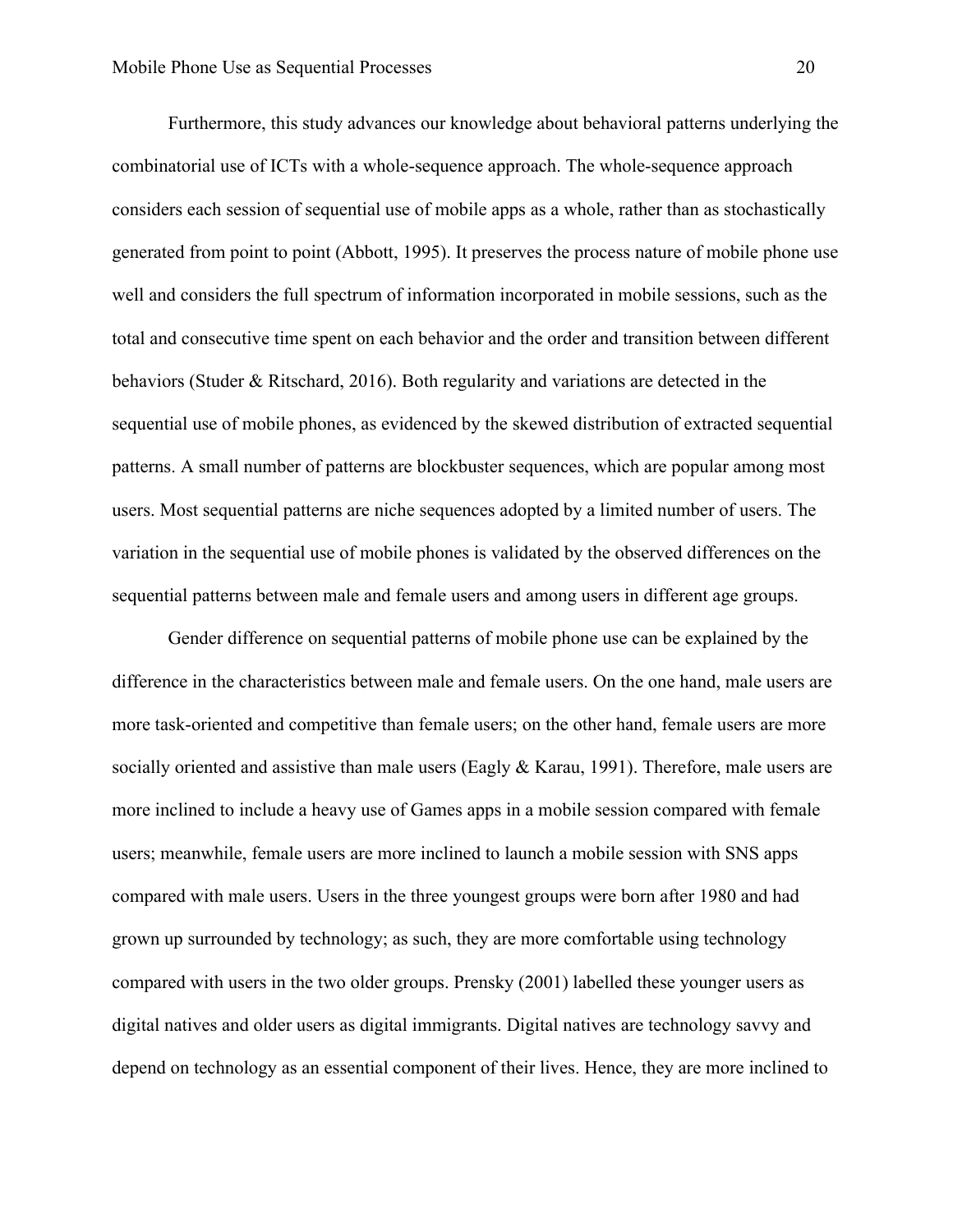Furthermore, this study advances our knowledge about behavioral patterns underlying the combinatorial use of ICTs with a whole-sequence approach. The whole-sequence approach considers each session of sequential use of mobile apps as a whole, rather than as stochastically generated from point to point (Abbott, 1995). It preserves the process nature of mobile phone use well and considers the full spectrum of information incorporated in mobile sessions, such as the total and consecutive time spent on each behavior and the order and transition between different behaviors (Studer & Ritschard, 2016). Both regularity and variations are detected in the sequential use of mobile phones, as evidenced by the skewed distribution of extracted sequential patterns. A small number of patterns are blockbuster sequences, which are popular among most users. Most sequential patterns are niche sequences adopted by a limited number of users. The variation in the sequential use of mobile phones is validated by the observed differences on the sequential patterns between male and female users and among users in different age groups.

Gender difference on sequential patterns of mobile phone use can be explained by the difference in the characteristics between male and female users. On the one hand, male users are more task-oriented and competitive than female users; on the other hand, female users are more socially oriented and assistive than male users (Eagly & Karau, 1991). Therefore, male users are more inclined to include a heavy use of Games apps in a mobile session compared with female users; meanwhile, female users are more inclined to launch a mobile session with SNS apps compared with male users. Users in the three youngest groups were born after 1980 and had grown up surrounded by technology; as such, they are more comfortable using technology compared with users in the two older groups. Prensky (2001) labelled these younger users as digital natives and older users as digital immigrants. Digital natives are technology savvy and depend on technology as an essential component of their lives. Hence, they are more inclined to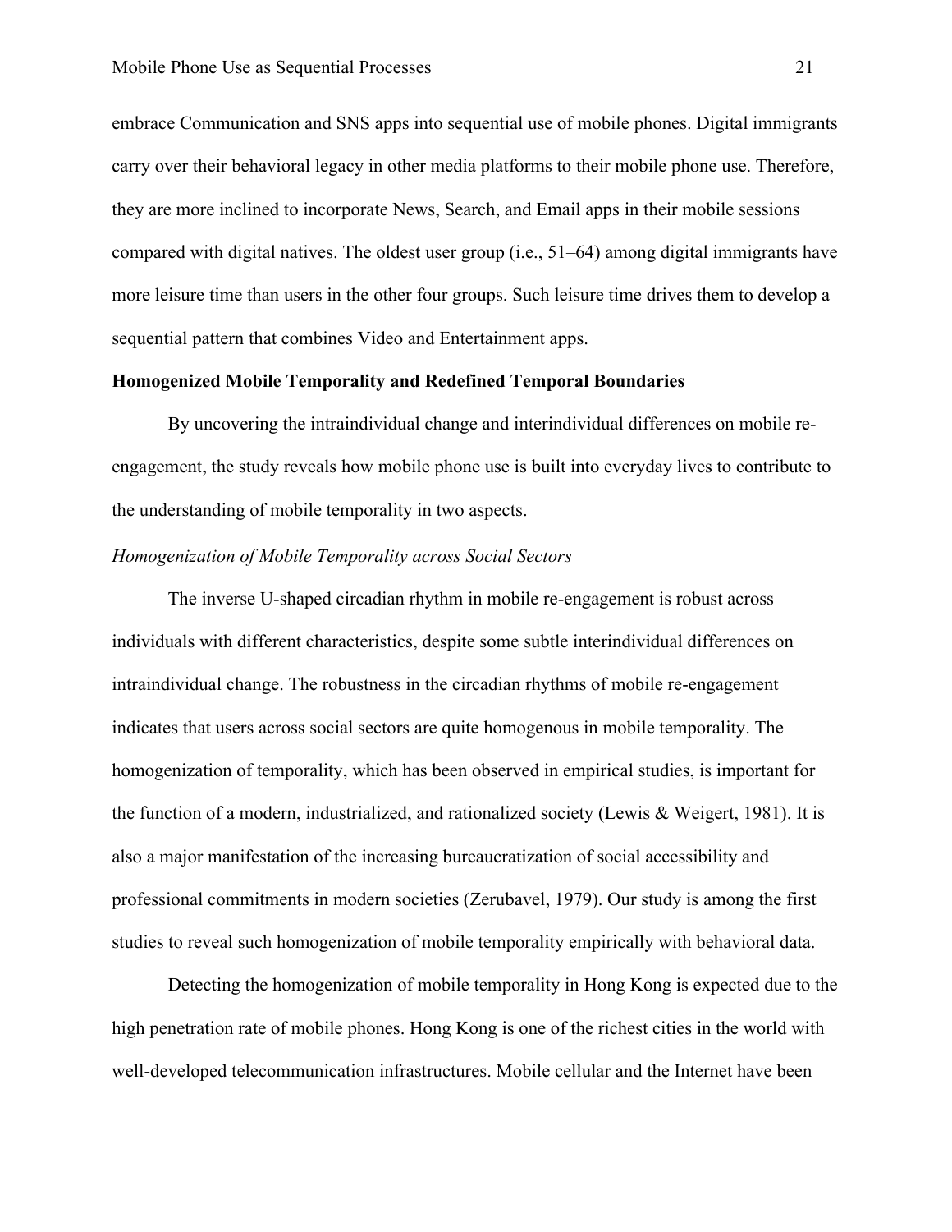embrace Communication and SNS apps into sequential use of mobile phones. Digital immigrants carry over their behavioral legacy in other media platforms to their mobile phone use. Therefore, they are more inclined to incorporate News, Search, and Email apps in their mobile sessions compared with digital natives. The oldest user group (i.e., 51–64) among digital immigrants have more leisure time than users in the other four groups. Such leisure time drives them to develop a sequential pattern that combines Video and Entertainment apps.

## Homogenized Mobile Temporality and Redefined Temporal Boundaries

By uncovering the intraindividual change and interindividual differences on mobile re-engagement, the study reveals how mobile phone use is built into everyday lives to contribute to the understanding of mobile temporality in two aspects.

### *Homogenization of Mobile Temporality across Social Sectors*

The inverse U-shaped circadian rhythm in mobile re-engagement is robust across individuals with different characteristics, despite some subtle interindividual differences on intraindividual change. The robustness in the circadian rhythms of mobile re-engagement indicates that users across social sectors are quite homogenous in mobile temporality. The homogenization of temporality, which has been observed in empirical studies, is important for the function of a modern, industrialized, and rationalized society (Lewis & Weigert, 1981). It is also a major manifestation of the increasing bureaucratization of social accessibility and professional commitments in modern societies (Zerubavel, 1979). Our study is among the first studies to reveal such homogenization of mobile temporality empirically with behavioral data.

Detecting the homogenization of mobile temporality in Hong Kong is expected due to the high penetration rate of mobile phones. Hong Kong is one of the richest cities in the world with well-developed telecommunication infrastructures. Mobile cellular and the Internet have been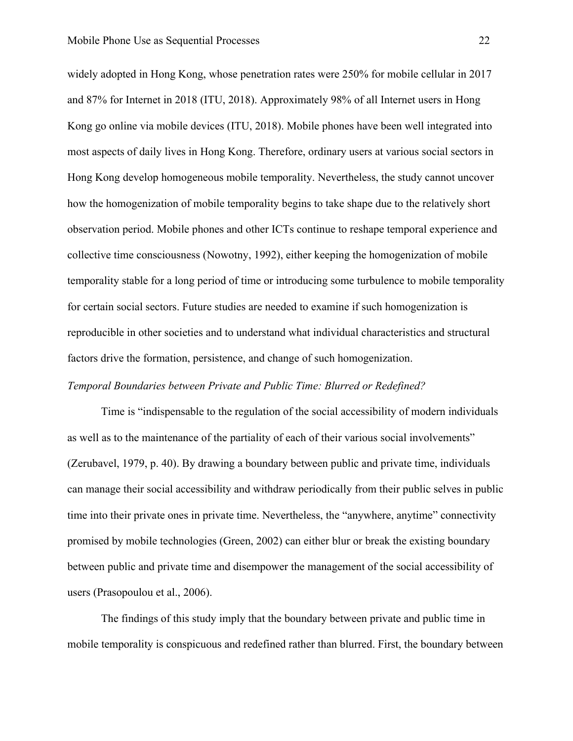widely adopted in Hong Kong, whose penetration rates were 250% for mobile cellular in 2017 and 87% for Internet in 2018 (ITU, 2018). Approximately 98% of all Internet users in Hong Kong go online via mobile devices (ITU, 2018). Mobile phones have been well integrated into most aspects of daily lives in Hong Kong. Therefore, ordinary users at various social sectors in Hong Kong develop homogeneous mobile temporality. Nevertheless, the study cannot uncover how the homogenization of mobile temporality begins to take shape due to the relatively short observation period. Mobile phones and other ICTs continue to reshape temporal experience and collective time consciousness (Nowotny, 1992), either keeping the homogenization of mobile temporality stable for a long period of time or introducing some turbulence to mobile temporality for certain social sectors. Future studies are needed to examine if such homogenization is reproducible in other societies and to understand what individual characteristics and structural factors drive the formation, persistence, and change of such homogenization.

*Temporal Boundaries between Private and Public Time: Blurred or Redefined?*

Time is "indispensable to the regulation of the social accessibility of modern individuals as well as to the maintenance of the partiality of each of their various social involvements" (Zerubavel, 1979, p. 40). By drawing a boundary between public and private time, individuals can manage their social accessibility and withdraw periodically from their public selves in public time into their private ones in private time. Nevertheless, the "anywhere, anytime" connectivity promised by mobile technologies (Green, 2002) can either blur or break the existing boundary between public and private time and disempower the management of the social accessibility of users (Prasopoulou et al., 2006).

The findings of this study imply that the boundary between private and public time in mobile temporality is conspicuous and redefined rather than blurred. First, the boundary between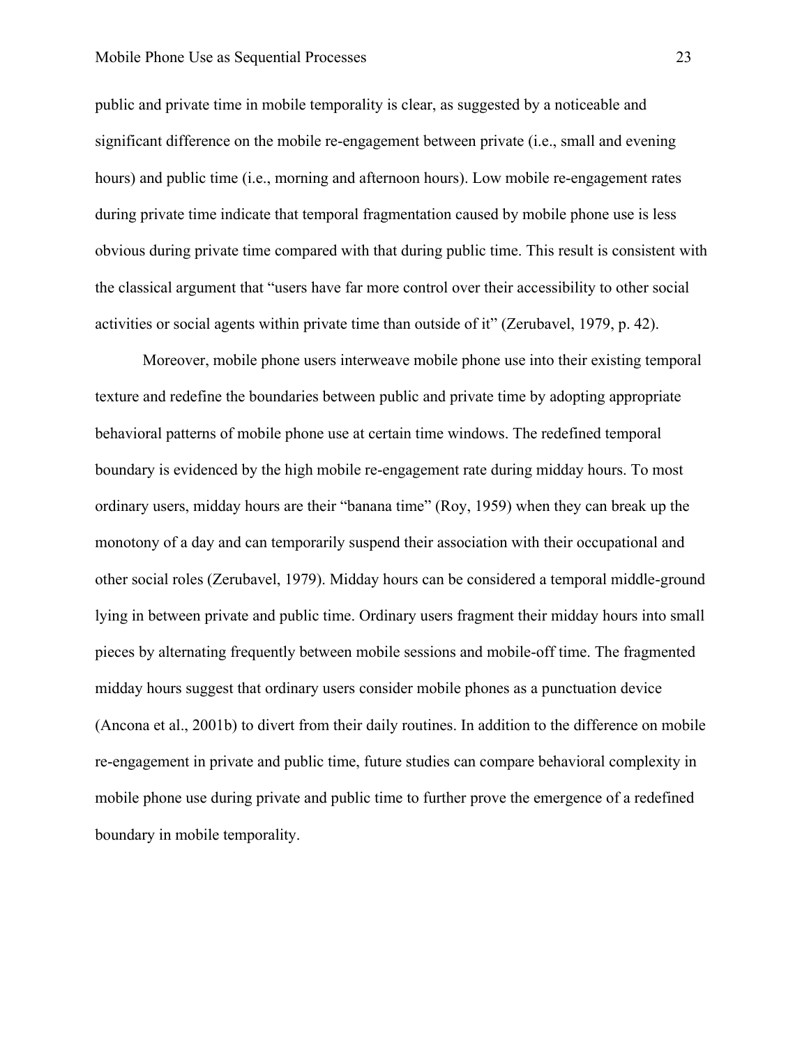public and private time in mobile temporality is clear, as suggested by a noticeable and significant difference on the mobile re-engagement between private (i.e., small and evening hours) and public time (i.e., morning and afternoon hours). Low mobile re-engagement rates during private time indicate that temporal fragmentation caused by mobile phone use is less obvious during private time compared with that during public time. This result is consistent with the classical argument that "users have far more control over their accessibility to other social activities or social agents within private time than outside of it" (Zerubavel, 1979, p. 42).

Moreover, mobile phone users interweave mobile phone use into their existing temporal texture and redefine the boundaries between public and private time by adopting appropriate behavioral patterns of mobile phone use at certain time windows. The redefined temporal boundary is evidenced by the high mobile re-engagement rate during midday hours. To most ordinary users, midday hours are their "banana time" (Roy, 1959) when they can break up the monotony of a day and can temporarily suspend their association with their occupational and other social roles (Zerubavel, 1979). Midday hours can be considered a temporal middle-ground lying in between private and public time. Ordinary users fragment their midday hours into small pieces by alternating frequently between mobile sessions and mobile-off time. The fragmented midday hours suggest that ordinary users consider mobile phones as a punctuation device (Ancona et al., 2001b) to divert from their daily routines. In addition to the difference on mobile re-engagement in private and public time, future studies can compare behavioral complexity in mobile phone use during private and public time to further prove the emergence of a redefined boundary in mobile temporality.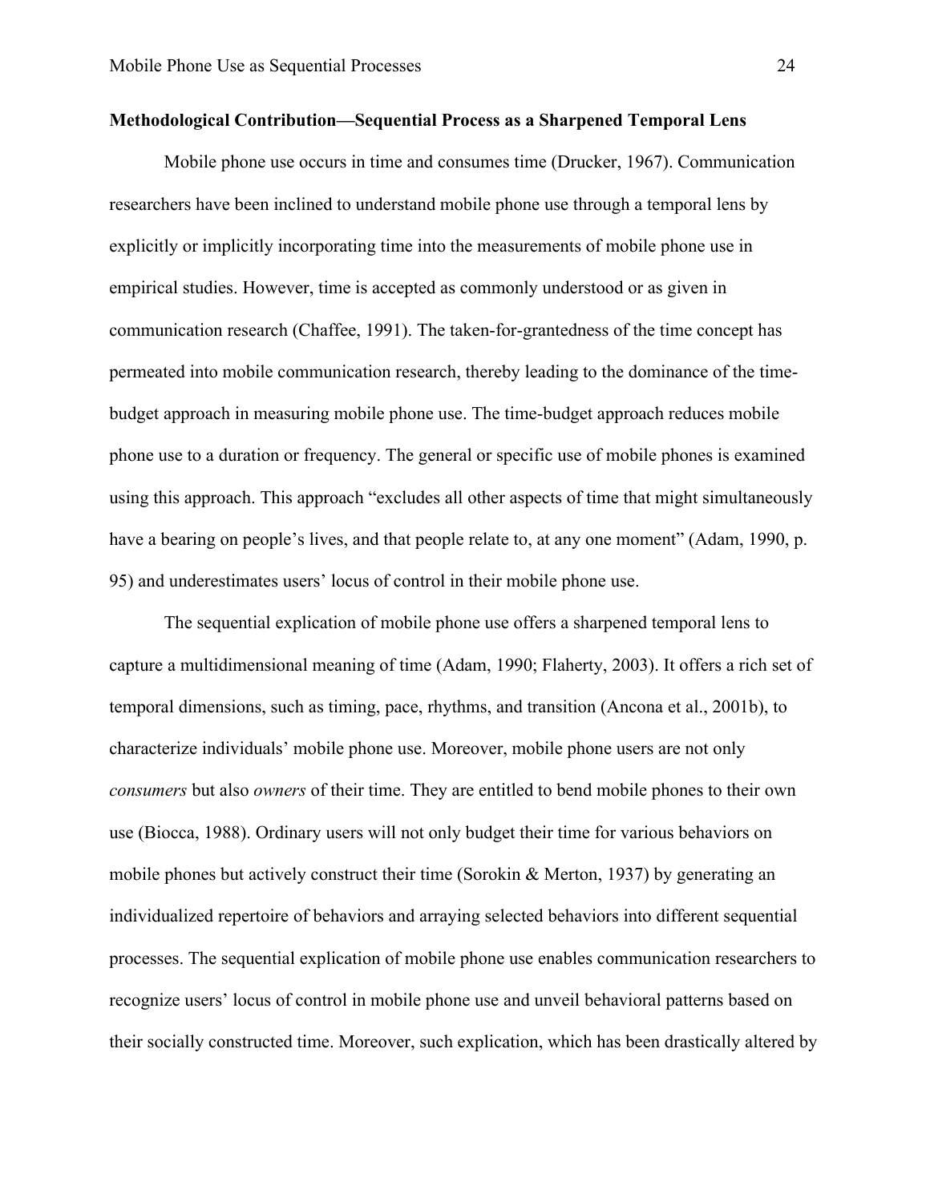**Methodological Contribution—Sequential Process as a Sharpened Temporal Lens**

Mobile phone use occurs in time and consumes time (Drucker, 1967). Communication researchers have been inclined to understand mobile phone use through a temporal lens by explicitly or implicitly incorporating time into the measurements of mobile phone use in empirical studies. However, time is accepted as commonly understood or as given in communication research (Chaffee, 1991). The taken-for-grantedness of the time concept has permeated into mobile communication research, thereby leading to the dominance of the time-budget approach in measuring mobile phone use. The time-budget approach reduces mobile phone use to a duration or frequency. The general or specific use of mobile phones is examined using this approach. This approach "excludes all other aspects of time that might simultaneously have a bearing on people's lives, and that people relate to, at any one moment" (Adam, 1990, p. 95) and underestimates users' locus of control in their mobile phone use.

The sequential explication of mobile phone use offers a sharpened temporal lens to capture a multidimensional meaning of time (Adam, 1990; Flaherty, 2003). It offers a rich set of temporal dimensions, such as timing, pace, rhythms, and transition (Ancona et al., 2001b), to characterize individuals' mobile phone use. Moreover, mobile phone users are not only *consumers* but also *owners* of their time. They are entitled to bend mobile phones to their own use (Biocca, 1988). Ordinary users will not only budget their time for various behaviors on mobile phones but actively construct their time (Sorokin & Merton, 1937) by generating an individualized repertoire of behaviors and arraying selected behaviors into different sequential processes. The sequential explication of mobile phone use enables communication researchers to recognize users' locus of control in mobile phone use and unveil behavioral patterns based on their socially constructed time. Moreover, such explication, which has been drastically altered by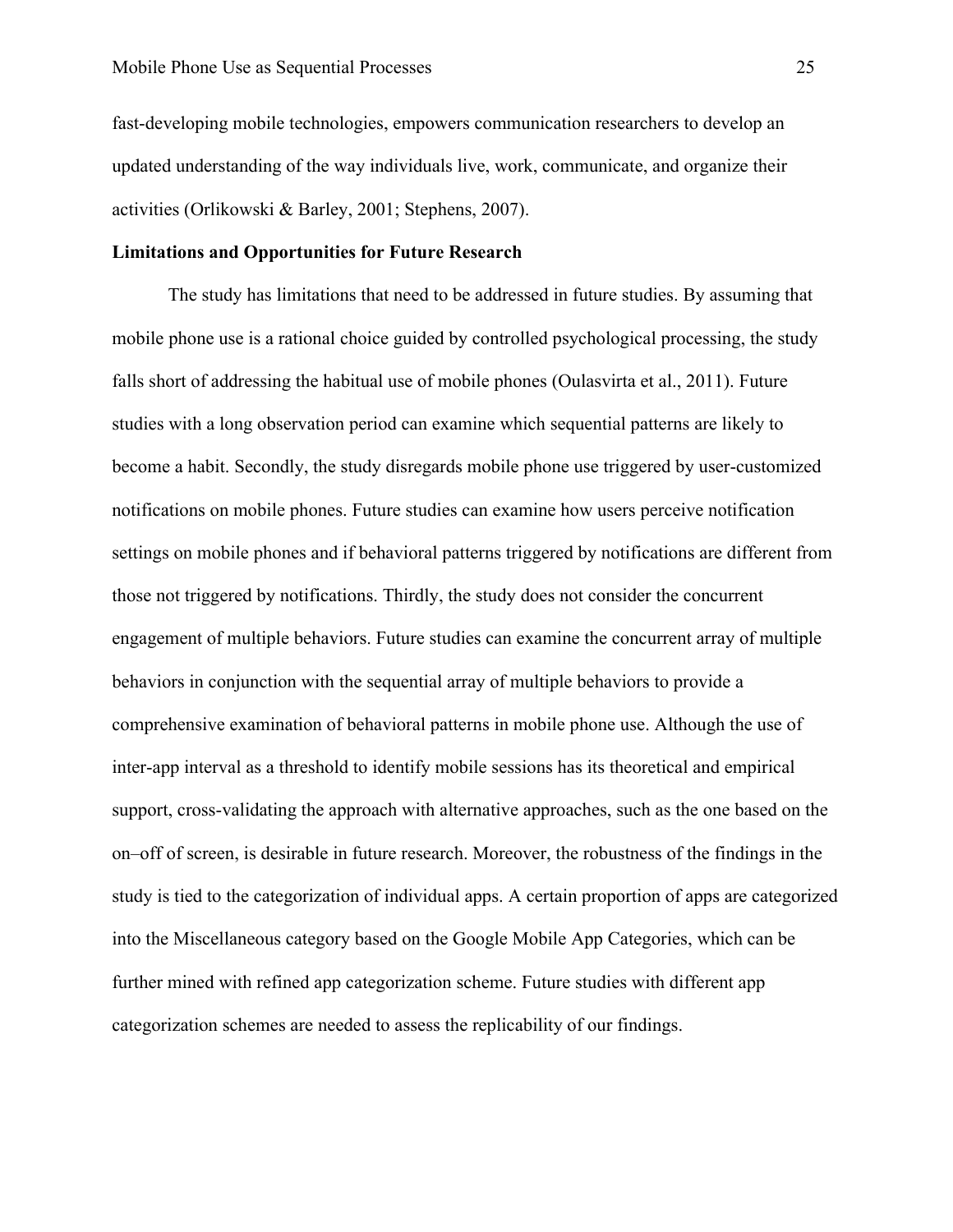fast-developing mobile technologies, empowers communication researchers to develop an updated understanding of the way individuals live, work, communicate, and organize their activities (Orlikowski & Barley, 2001; Stephens, 2007).

**Limitations and Opportunities for Future Research**

The study has limitations that need to be addressed in future studies. By assuming that mobile phone use is a rational choice guided by controlled psychological processing, the study falls short of addressing the habitual use of mobile phones (Oulasvirta et al., 2011). Future studies with a long observation period can examine which sequential patterns are likely to become a habit. Secondly, the study disregards mobile phone use triggered by user-customized notifications on mobile phones. Future studies can examine how users perceive notification settings on mobile phones and if behavioral patterns triggered by notifications are different from those not triggered by notifications. Thirdly, the study does not consider the concurrent engagement of multiple behaviors. Future studies can examine the concurrent array of multiple behaviors in conjunction with the sequential array of multiple behaviors to provide a comprehensive examination of behavioral patterns in mobile phone use. Although the use of inter-app interval as a threshold to identify mobile sessions has its theoretical and empirical support, cross-validating the approach with alternative approaches, such as the one based on the on–off of screen, is desirable in future research. Moreover, the robustness of the findings in the study is tied to the categorization of individual apps. A certain proportion of apps are categorized into the Miscellaneous category based on the Google Mobile App Categories, which can be further mined with refined app categorization scheme. Future studies with different app categorization schemes are needed to assess the replicability of our findings.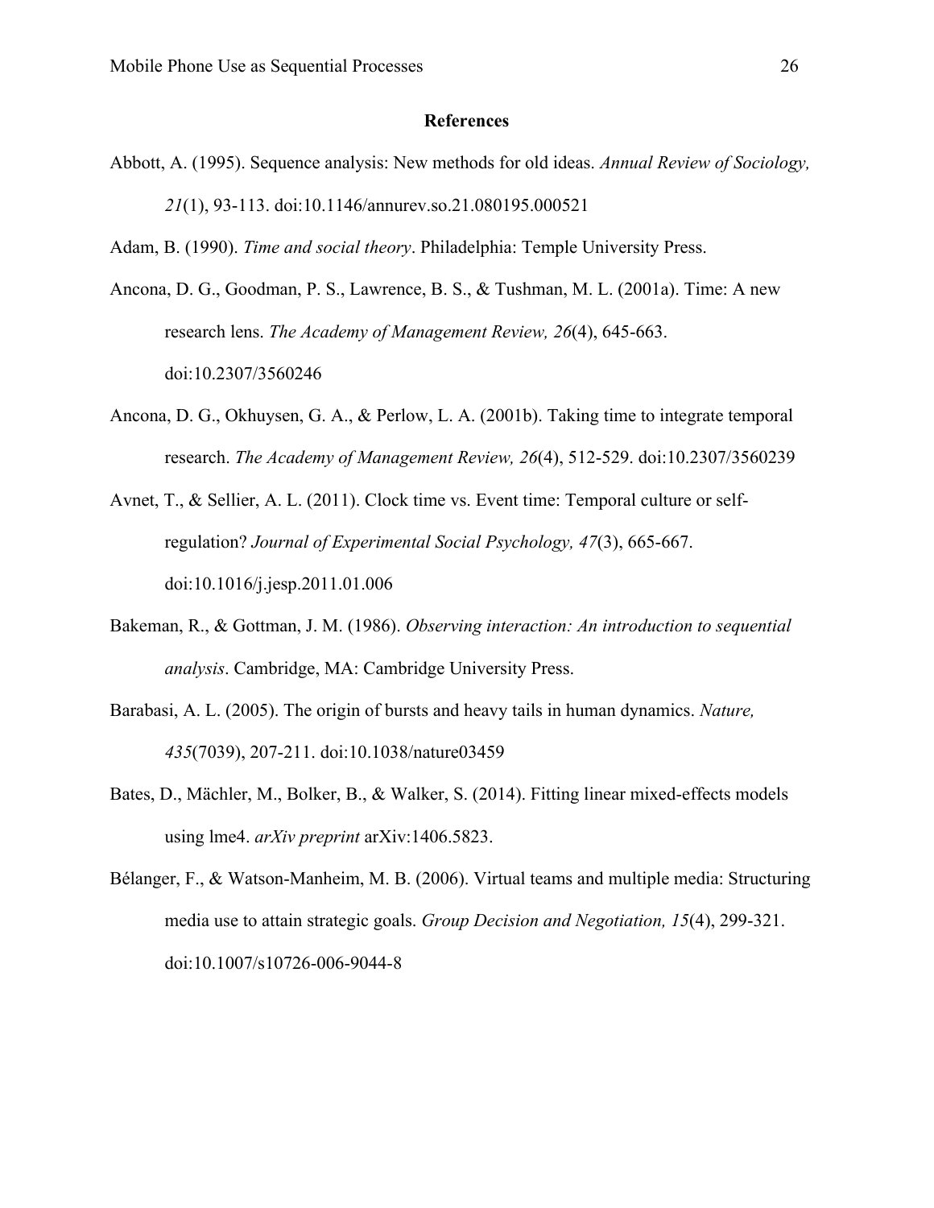## References

Abbott, A. (1995). Sequence analysis: New methods for old ideas. *Annual Review of Sociology, 21*(1), 93-113. doi:10.1146/annurev.so.21.080195.000521

Adam, B. (1990). *Time and social theory*. Philadelphia: Temple University Press.

Ancona, D. G., Goodman, P. S., Lawrence, B. S., & Tushman, M. L. (2001a). Time: A new research lens. *The Academy of Management Review, 26*(4), 645-663. doi:10.2307/3560246

Ancona, D. G., Okhuysen, G. A., & Perlow, L. A. (2001b). Taking time to integrate temporal research. *The Academy of Management Review, 26*(4), 512-529. doi:10.2307/3560239

Avnet, T., & Sellier, A. L. (2011). Clock time vs. Event time: Temporal culture or self-regulation? *Journal of Experimental Social Psychology, 47*(3), 665-667. doi:10.1016/j.jesp.2011.01.006

Bakeman, R., & Gottman, J. M. (1986). *Observing interaction: An introduction to sequential analysis*. Cambridge, MA: Cambridge University Press.

Barabasi, A. L. (2005). The origin of bursts and heavy tails in human dynamics. *Nature, 435*(7039), 207-211. doi:10.1038/nature03459

Bates, D., Mächler, M., Bolker, B., & Walker, S. (2014). Fitting linear mixed-effects models using lme4. *arXiv preprint* arXiv:1406.5823.

Bélanger, F., & Watson-Manheim, M. B. (2006). Virtual teams and multiple media: Structuring media use to attain strategic goals. *Group Decision and Negotiation, 15*(4), 299-321. doi:10.1007/s10726-006-9044-8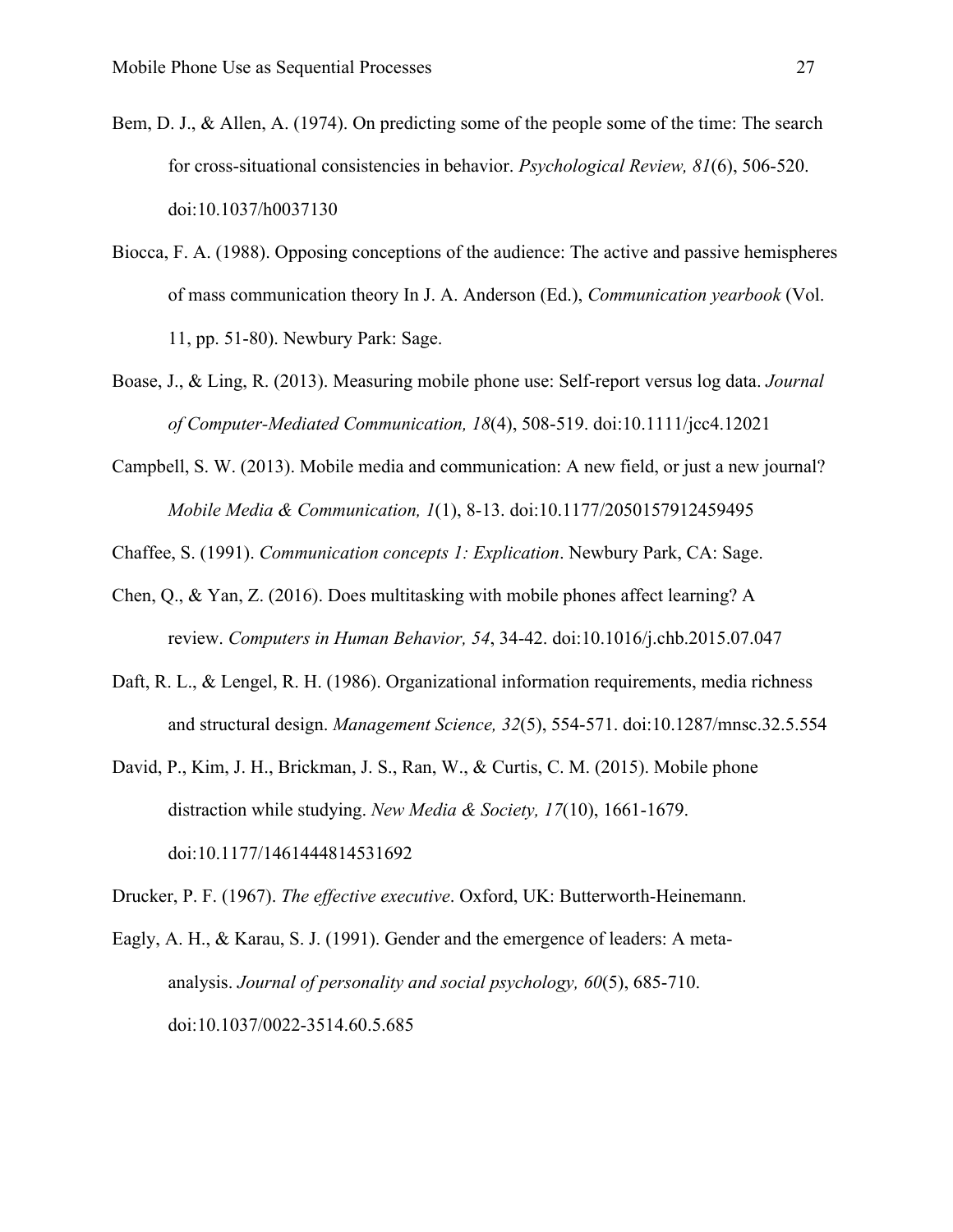Bem, D. J., & Allen, A. (1974). On predicting some of the people some of the time: The search for cross-situational consistencies in behavior. *Psychological Review, 81*(6), 506-520. doi:10.1037/h0037130

Biocca, F. A. (1988). Opposing conceptions of the audience: The active and passive hemispheres of mass communication theory In J. A. Anderson (Ed.), *Communication yearbook* (Vol. 11, pp. 51-80). Newbury Park: Sage.

Boase, J., & Ling, R. (2013). Measuring mobile phone use: Self-report versus log data. *Journal of Computer-Mediated Communication, 18*(4), 508-519. doi:10.1111/jcc4.12021

Campbell, S. W. (2013). Mobile media and communication: A new field, or just a new journal? *Mobile Media & Communication, 1*(1), 8-13. doi:10.1177/2050157912459495

Chaffee, S. (1991). *Communication concepts 1: Explication*. Newbury Park, CA: Sage.

Chen, Q., & Yan, Z. (2016). Does multitasking with mobile phones affect learning? A review. *Computers in Human Behavior, 54*, 34-42. doi:10.1016/j.chb.2015.07.047

Daft, R. L., & Lengel, R. H. (1986). Organizational information requirements, media richness and structural design. *Management Science, 32*(5), 554-571. doi:10.1287/mnsc.32.5.554

David, P., Kim, J. H., Brickman, J. S., Ran, W., & Curtis, C. M. (2015). Mobile phone distraction while studying. *New Media & Society, 17*(10), 1661-1679. doi:10.1177/1461444814531692

Drucker, P. F. (1967). *The effective executive*. Oxford, UK: Butterworth-Heinemann.

Eagly, A. H., & Karau, S. J. (1991). Gender and the emergence of leaders: A meta-analysis. *Journal of personality and social psychology, 60*(5), 685-710. doi:10.1037/0022-3514.60.5.685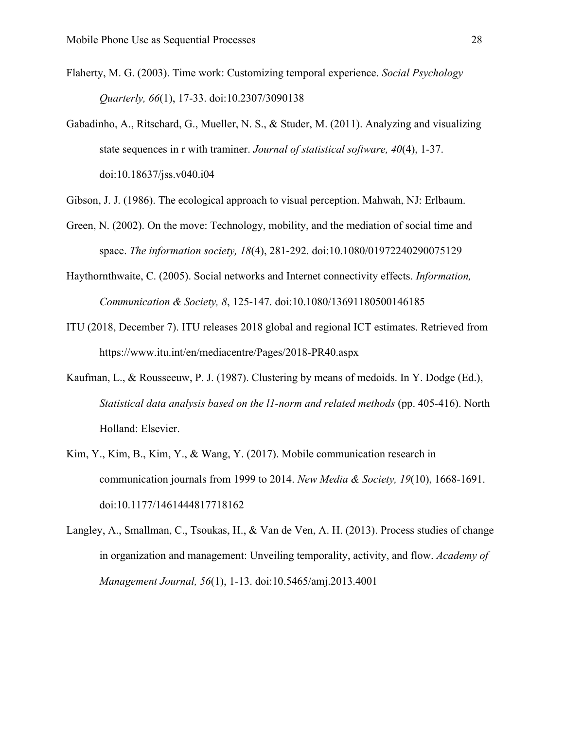Flaherty, M. G. (2003). Time work: Customizing temporal experience. *Social Psychology Quarterly, 66*(1), 17-33. doi:10.2307/3090138

Gabadinho, A., Ritschard, G., Mueller, N. S., & Studer, M. (2011). Analyzing and visualizing state sequences in r with traminer. *Journal of statistical software, 40*(4), 1-37. doi:10.18637/jss.v040.i04

Gibson, J. J. (1986). The ecological approach to visual perception. Mahwah, NJ: Erlbaum.

Green, N. (2002). On the move: Technology, mobility, and the mediation of social time and space. *The information society, 18*(4), 281-292. doi:10.1080/01972240290075129

Haythornthwaite, C. (2005). Social networks and Internet connectivity effects. *Information, Communication & Society, 8*, 125-147. doi:10.1080/13691180500146185

ITU (2018, December 7). ITU releases 2018 global and regional ICT estimates. Retrieved from https://www.itu.int/en/mediacentre/Pages/2018-PR40.aspx

Kaufman, L., & Rousseeuw, P. J. (1987). Clustering by means of medoids. In Y. Dodge (Ed.), *Statistical data analysis based on the l1-norm and related methods* (pp. 405-416). North Holland: Elsevier.

Kim, Y., Kim, B., Kim, Y., & Wang, Y. (2017). Mobile communication research in communication journals from 1999 to 2014. *New Media & Society, 19*(10), 1668-1691. doi:10.1177/1461444817718162

Langley, A., Smallman, C., Tsoukas, H., & Van de Ven, A. H. (2013). Process studies of change in organization and management: Unveiling temporality, activity, and flow. *Academy of Management Journal, 56*(1), 1-13. doi:10.5465/amj.2013.4001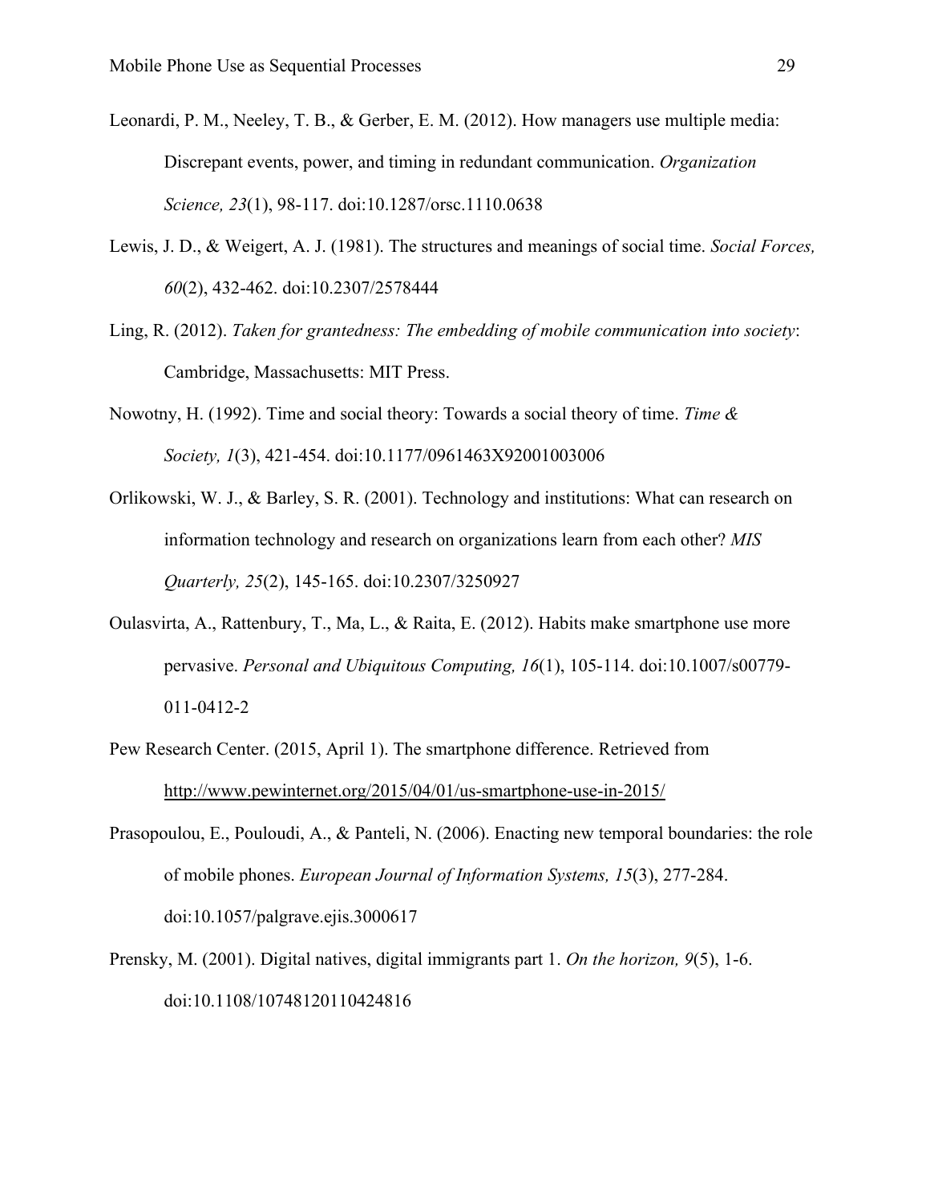Leonardi, P. M., Neeley, T. B., & Gerber, E. M. (2012). How managers use multiple media: Discrepant events, power, and timing in redundant communication. *Organization Science, 23*(1), 98-117. doi:10.1287/orsc.1110.0638

Lewis, J. D., & Weigert, A. J. (1981). The structures and meanings of social time. *Social Forces, 60*(2), 432-462. doi:10.2307/2578444

Ling, R. (2012). *Taken for grantedness: The embedding of mobile communication into society*: Cambridge, Massachusetts: MIT Press.

Nowotny, H. (1992). Time and social theory: Towards a social theory of time. *Time & Society, 1*(3), 421-454. doi:10.1177/0961463X92001003006

Orlikowski, W. J., & Barley, S. R. (2001). Technology and institutions: What can research on information technology and research on organizations learn from each other? *MIS Quarterly, 25*(2), 145-165. doi:10.2307/3250927

Oulasvirta, A., Rattenbury, T., Ma, L., & Raita, E. (2012). Habits make smartphone use more pervasive. *Personal and Ubiquitous Computing, 16*(1), 105-114. doi:10.1007/s00779-011-0412-2

Pew Research Center. (2015, April 1). The smartphone difference. Retrieved from http://www.pewinternet.org/2015/04/01/us-smartphone-use-in-2015/

Prasopoulou, E., Pouloudi, A., & Panteli, N. (2006). Enacting new temporal boundaries: the role of mobile phones. *European Journal of Information Systems, 15*(3), 277-284. doi:10.1057/palgrave.ejis.3000617

Prensky, M. (2001). Digital natives, digital immigrants part 1. *On the horizon, 9*(5), 1-6. doi:10.1108/10748120110424816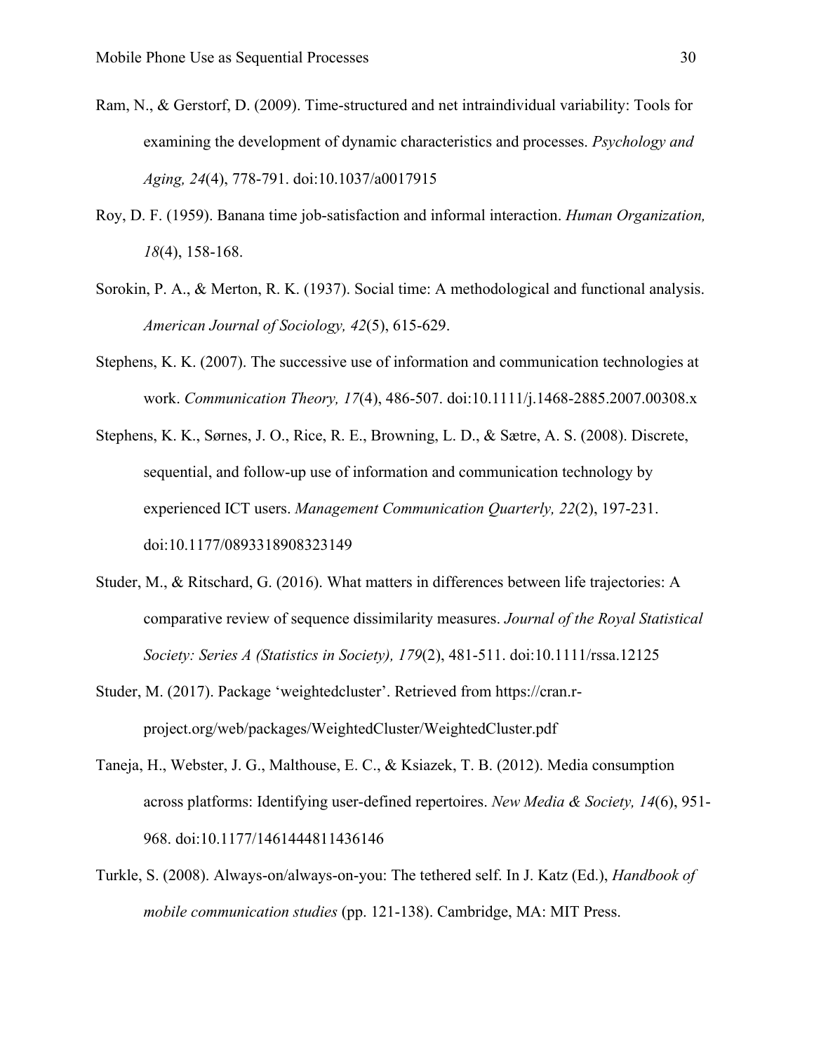Ram, N., & Gerstorf, D. (2009). Time-structured and net intraindividual variability: Tools for examining the development of dynamic characteristics and processes. *Psychology and Aging, 24*(4), 778-791. doi:10.1037/a0017915

Roy, D. F. (1959). Banana time job-satisfaction and informal interaction. *Human Organization, 18*(4), 158-168.

Sorokin, P. A., & Merton, R. K. (1937). Social time: A methodological and functional analysis. *American Journal of Sociology, 42*(5), 615-629.

Stephens, K. K. (2007). The successive use of information and communication technologies at work. *Communication Theory, 17*(4), 486-507. doi:10.1111/j.1468-2885.2007.00308.x

Stephens, K. K., Sørnes, J. O., Rice, R. E., Browning, L. D., & Sætre, A. S. (2008). Discrete, sequential, and follow-up use of information and communication technology by experienced ICT users. *Management Communication Quarterly, 22*(2), 197-231. doi:10.1177/0893318908323149

Studer, M., & Ritschard, G. (2016). What matters in differences between life trajectories: A comparative review of sequence dissimilarity measures. *Journal of the Royal Statistical Society: Series A (Statistics in Society), 179*(2), 481-511. doi:10.1111/rssa.12125

Studer, M. (2017). Package 'weightedcluster'. Retrieved from https://cran.r-project.org/web/packages/WeightedCluster/WeightedCluster.pdf

Taneja, H., Webster, J. G., Malthouse, E. C., & Ksiazek, T. B. (2012). Media consumption across platforms: Identifying user-defined repertoires. *New Media & Society, 14*(6), 951-968. doi:10.1177/1461444811436146

Turkle, S. (2008). Always-on/always-on-you: The tethered self. In J. Katz (Ed.), *Handbook of mobile communication studies* (pp. 121-138). Cambridge, MA: MIT Press.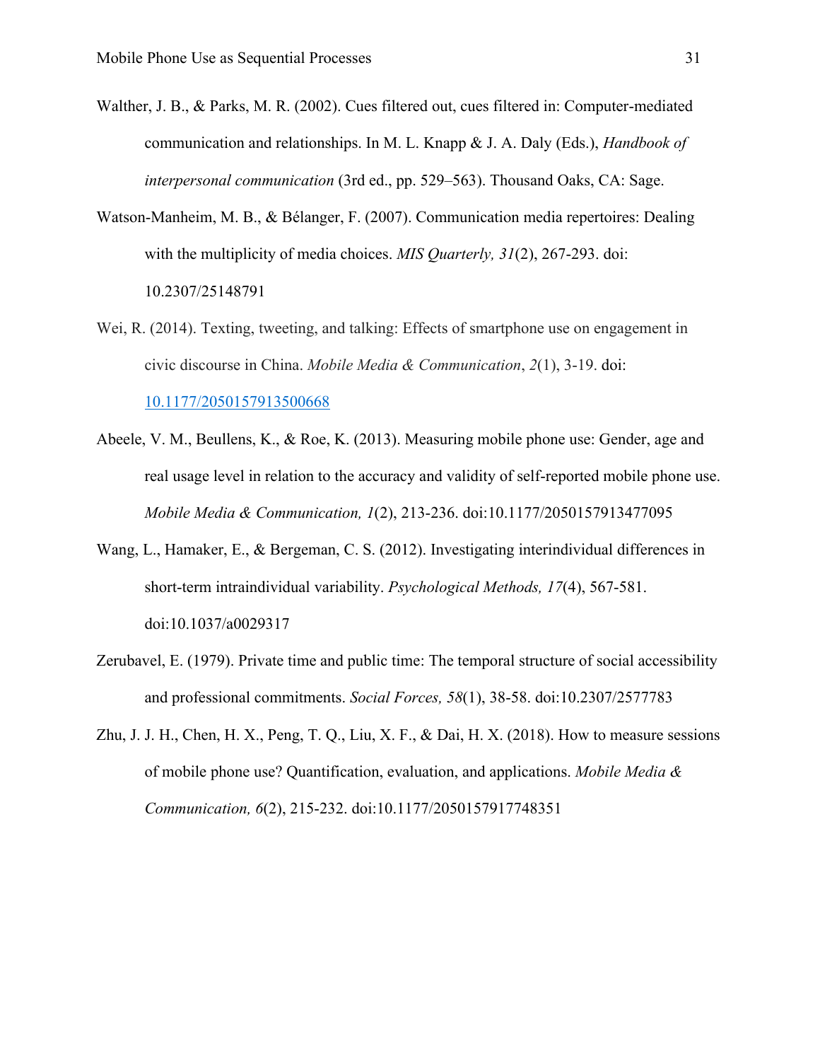Walther, J. B., & Parks, M. R. (2002). Cues filtered out, cues filtered in: Computer-mediated communication and relationships. In M. L. Knapp & J. A. Daly (Eds.), *Handbook of interpersonal communication* (3rd ed., pp. 529–563). Thousand Oaks, CA: Sage.

Watson-Manheim, M. B., & Bélanger, F. (2007). Communication media repertoires: Dealing with the multiplicity of media choices. *MIS Quarterly, 31*(2), 267-293. doi: 10.2307/25148791

Wei, R. (2014). Texting, tweeting, and talking: Effects of smartphone use on engagement in civic discourse in China. *Mobile Media & Communication*, *2*(1), 3-19. doi: 10.1177/2050157913500668

Abeele, V. M., Beullens, K., & Roe, K. (2013). Measuring mobile phone use: Gender, age and real usage level in relation to the accuracy and validity of self-reported mobile phone use. *Mobile Media & Communication, 1*(2), 213-236. doi:10.1177/2050157913477095

Wang, L., Hamaker, E., & Bergeman, C. S. (2012). Investigating interindividual differences in short-term intraindividual variability. *Psychological Methods, 17*(4), 567-581. doi:10.1037/a0029317

Zerubavel, E. (1979). Private time and public time: The temporal structure of social accessibility and professional commitments. *Social Forces, 58*(1), 38-58. doi:10.2307/2577783

Zhu, J. J. H., Chen, H. X., Peng, T. Q., Liu, X. F., & Dai, H. X. (2018). How to measure sessions of mobile phone use? Quantification, evaluation, and applications. *Mobile Media & Communication, 6*(2), 215-232. doi:10.1177/2050157917748351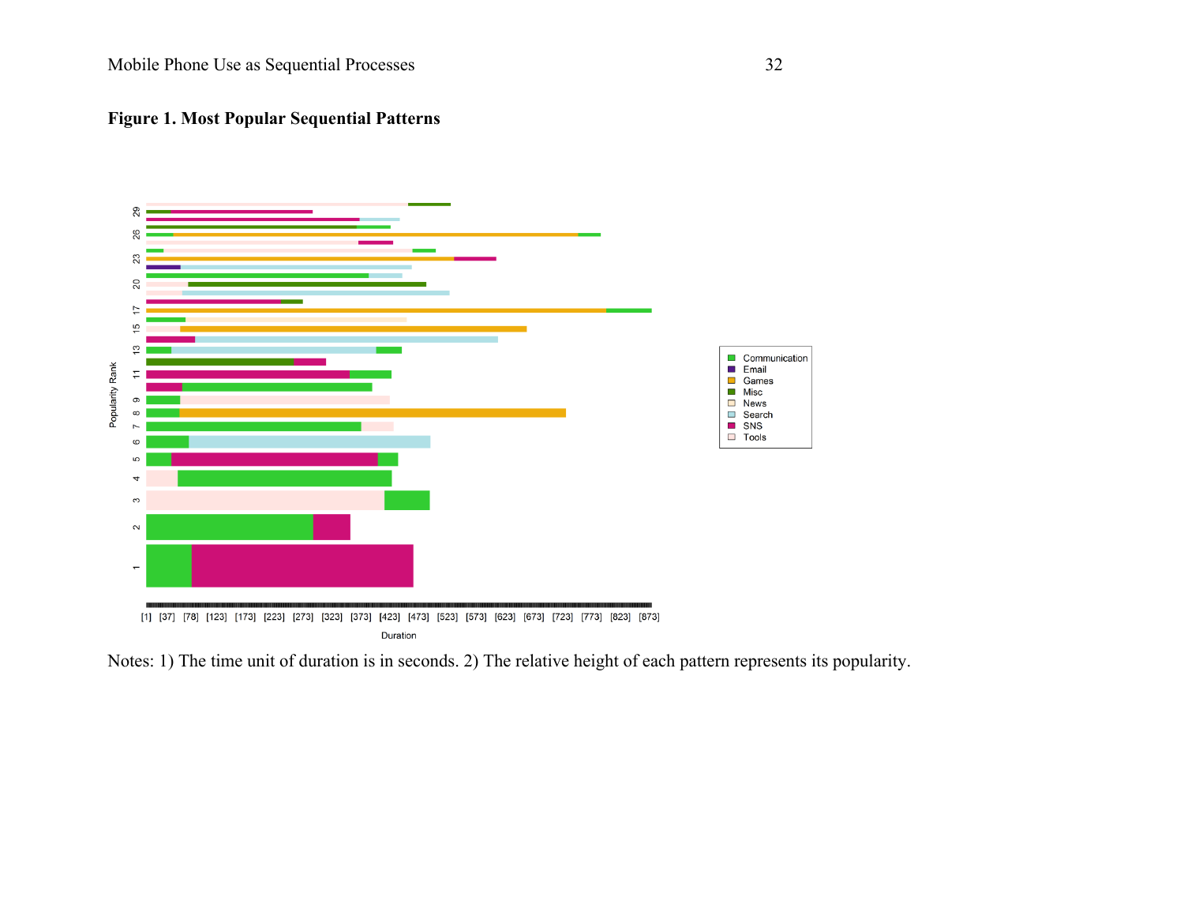**Figure 1. Most Popular Sequential Patterns**

Notes: 1) The time unit of duration is in seconds. 2) The relative height of each pattern represents its popularity.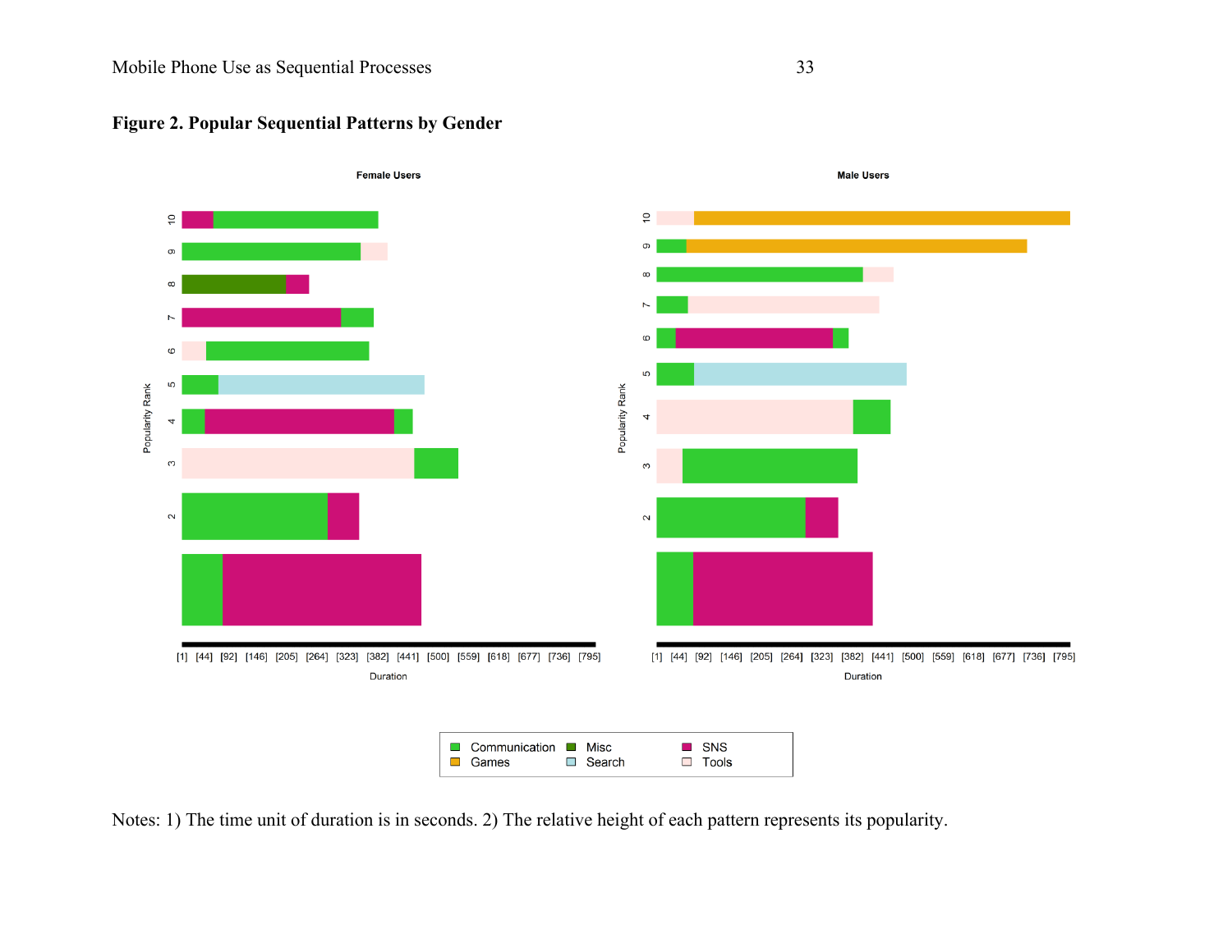**Figure 2. Popular Sequential Patterns by Gender**

Notes: 1) The time unit of duration is in seconds. 2) The relative height of each pattern represents its popularity.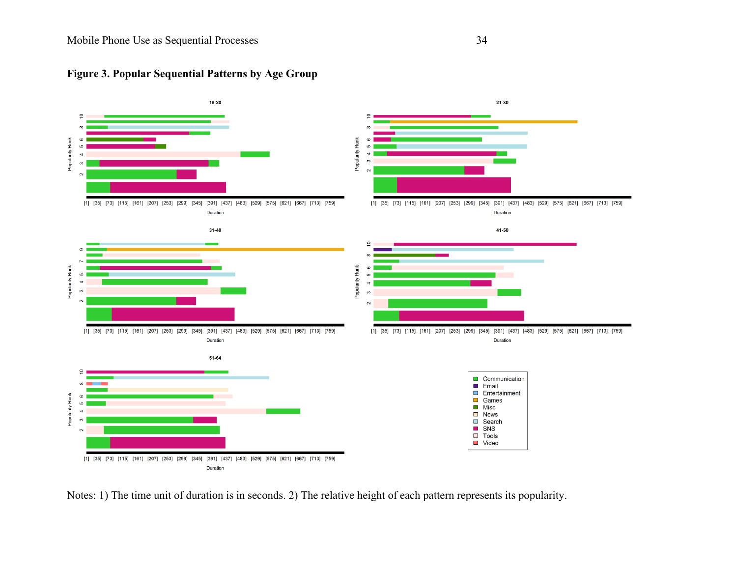**Figure 3. Popular Sequential Patterns by Age Group**

Notes: 1) The time unit of duration is in seconds. 2) The relative height of each pattern represents its popularity.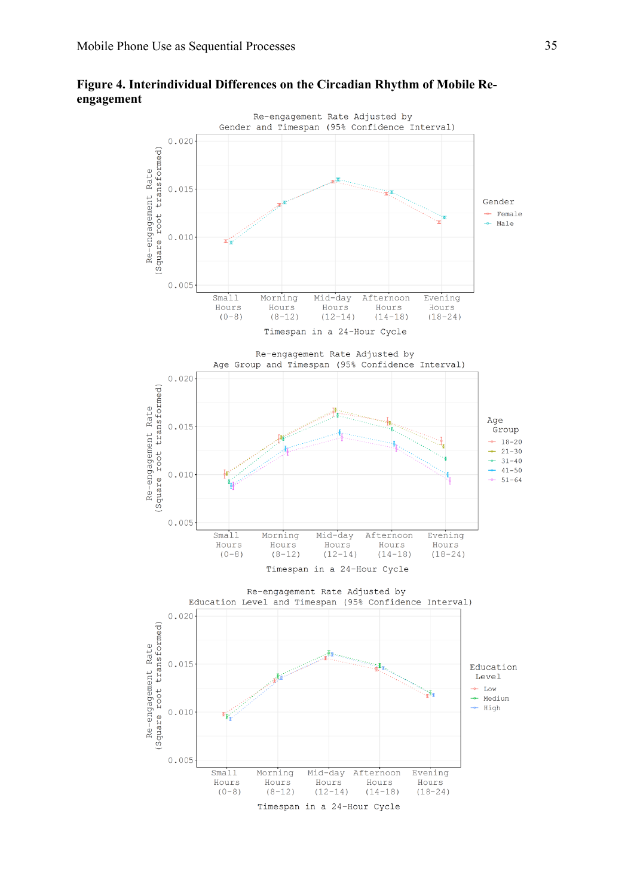**Figure 4. Interindividual Differences on the Circadian Rhythm of Mobile Re-engagement**

Re-engagement Rate Adjusted by Gender and Timespan (95% Confidence Interval)

Re-engagement Rate Adjusted by Age Group and Timespan (95% Confidence Interval)

Re-engagement Rate Adjusted by Education Level and Timespan (95% Confidence Interval)